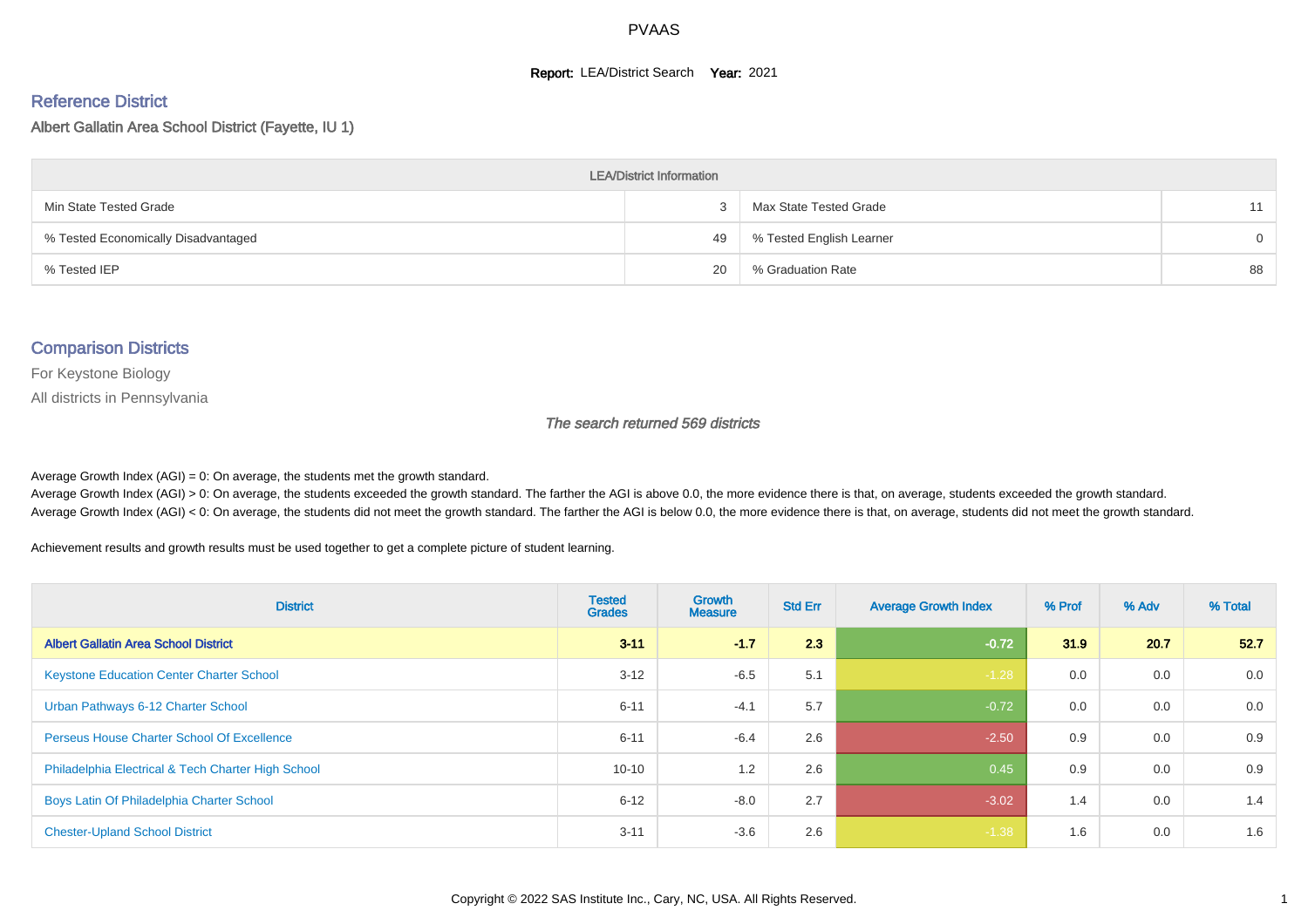# PVAAS

**Report:** LEA/District Search **Year:** 2021

## Reference District

Albert Gallatin Area School District (Fayette, IU 1)

| LEA/District Information | | | |
|---|---|---|---|
| Min State Tested Grade | 3 | Max State Tested Grade | 11 |
| % Tested Economically Disadvantaged | 49 | % Tested English Learner | 0 |
| % Tested IEP | 20 | % Graduation Rate | 88 |

## Comparison Districts

For Keystone Biology

All districts in Pennsylvania

*The search returned 569 districts*

Average Growth Index (AGI) = 0: On average, the students met the growth standard.

Average Growth Index (AGI) > 0: On average, the students exceeded the growth standard. The farther the AGI is above 0.0, the more evidence there is that, on average, students exceeded the growth standard.

Average Growth Index (AGI) < 0: On average, the students did not meet the growth standard. The farther the AGI is below 0.0, the more evidence there is that, on average, students did not meet the growth standard.

Achievement results and growth results must be used together to get a complete picture of student learning.

| District | Tested Grades | Growth Measure | Std Err | Average Growth Index | % Prof | % Adv | % Total |
|---|---|---|---|---|---|---|---|
| **Albert Gallatin Area School District** | **3-11** | **-1.7** | **2.3** | **-0.72** | **31.9** | **20.7** | **52.7** |
| Keystone Education Center Charter School | 3-12 | -6.5 | 5.1 | -1.28 | 0.0 | 0.0 | 0.0 |
| Urban Pathways 6-12 Charter School | 6-11 | -4.1 | 5.7 | -0.72 | 0.0 | 0.0 | 0.0 |
| Perseus House Charter School Of Excellence | 6-11 | -6.4 | 2.6 | -2.50 | 0.9 | 0.0 | 0.9 |
| Philadelphia Electrical & Tech Charter High School | 10-10 | 1.2 | 2.6 | 0.45 | 0.9 | 0.0 | 0.9 |
| Boys Latin Of Philadelphia Charter School | 6-12 | -8.0 | 2.7 | -3.02 | 1.4 | 0.0 | 1.4 |
| Chester-Upland School District | 3-11 | -3.6 | 2.6 | -1.38 | 1.6 | 0.0 | 1.6 |

Copyright © 2022 SAS Institute Inc., Cary, NC, USA. All Rights Reserved.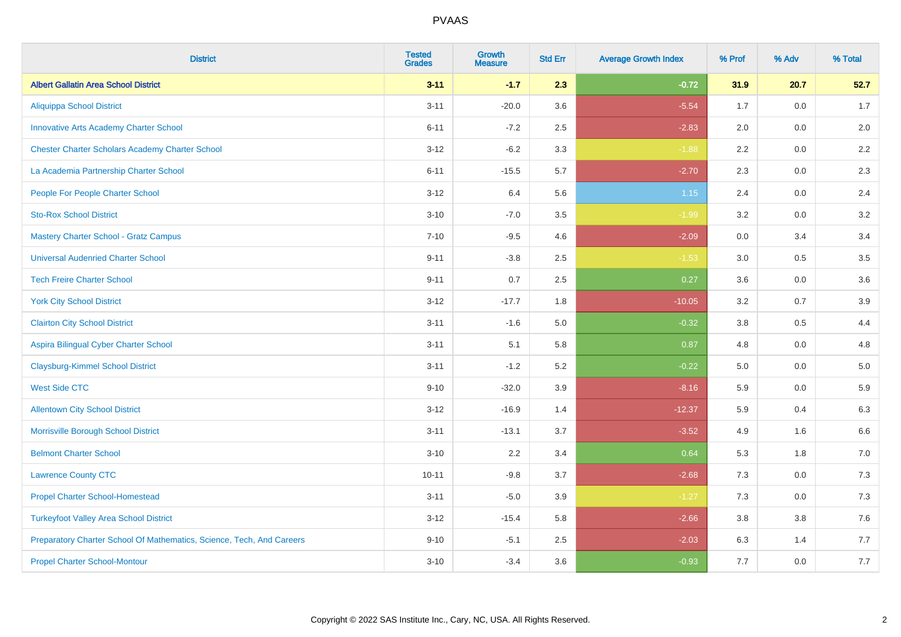| District | Tested Grades | Growth Measure | Std Err | Average Growth Index | % Prof | % Adv | % Total |
|---|---|---|---|---|---|---|---|
| **Albert Gallatin Area School District** | **3-11** | **-1.7** | **2.3** | **-0.72** | **31.9** | **20.7** | **52.7** |
| Aliquippa School District | 3-11 | -20.0 | 3.6 | -5.54 | 1.7 | 0.0 | 1.7 |
| Innovative Arts Academy Charter School | 6-11 | -7.2 | 2.5 | -2.83 | 2.0 | 0.0 | 2.0 |
| Chester Charter Scholars Academy Charter School | 3-12 | -6.2 | 3.3 | -1.88 | 2.2 | 0.0 | 2.2 |
| La Academia Partnership Charter School | 6-11 | -15.5 | 5.7 | -2.70 | 2.3 | 0.0 | 2.3 |
| People For People Charter School | 3-12 | 6.4 | 5.6 | 1.15 | 2.4 | 0.0 | 2.4 |
| Sto-Rox School District | 3-10 | -7.0 | 3.5 | -1.99 | 3.2 | 0.0 | 3.2 |
| Mastery Charter School - Gratz Campus | 7-10 | -9.5 | 4.6 | -2.09 | 0.0 | 3.4 | 3.4 |
| Universal Audenried Charter School | 9-11 | -3.8 | 2.5 | -1.53 | 3.0 | 0.5 | 3.5 |
| Tech Freire Charter School | 9-11 | 0.7 | 2.5 | 0.27 | 3.6 | 0.0 | 3.6 |
| York City School District | 3-12 | -17.7 | 1.8 | -10.05 | 3.2 | 0.7 | 3.9 |
| Clairton City School District | 3-11 | -1.6 | 5.0 | -0.32 | 3.8 | 0.5 | 4.4 |
| Aspira Bilingual Cyber Charter School | 3-11 | 5.1 | 5.8 | 0.87 | 4.8 | 0.0 | 4.8 |
| Claysburg-Kimmel School District | 3-11 | -1.2 | 5.2 | -0.22 | 5.0 | 0.0 | 5.0 |
| West Side CTC | 9-10 | -32.0 | 3.9 | -8.16 | 5.9 | 0.0 | 5.9 |
| Allentown City School District | 3-12 | -16.9 | 1.4 | -12.37 | 5.9 | 0.4 | 6.3 |
| Morrisville Borough School District | 3-11 | -13.1 | 3.7 | -3.52 | 4.9 | 1.6 | 6.6 |
| Belmont Charter School | 3-10 | 2.2 | 3.4 | 0.64 | 5.3 | 1.8 | 7.0 |
| Lawrence County CTC | 10-11 | -9.8 | 3.7 | -2.68 | 7.3 | 0.0 | 7.3 |
| Propel Charter School-Homestead | 3-11 | -5.0 | 3.9 | -1.27 | 7.3 | 0.0 | 7.3 |
| Turkeyfoot Valley Area School District | 3-12 | -15.4 | 5.8 | -2.66 | 3.8 | 3.8 | 7.6 |
| Preparatory Charter School Of Mathematics, Science, Tech, And Careers | 9-10 | -5.1 | 2.5 | -2.03 | 6.3 | 1.4 | 7.7 |
| Propel Charter School-Montour | 3-10 | -3.4 | 3.6 | -0.93 | 7.7 | 0.0 | 7.7 |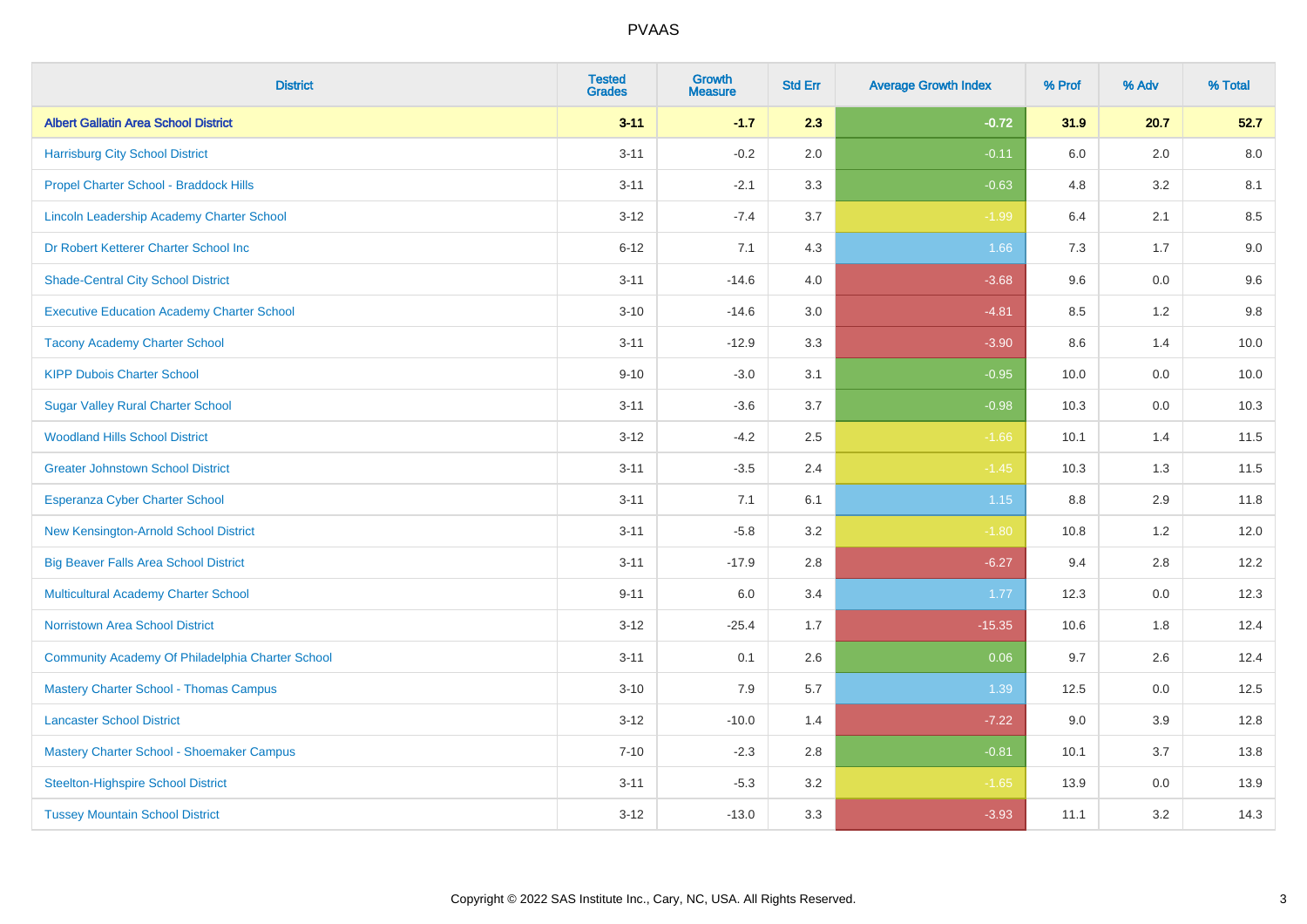# PVAAS

| District | Tested Grades | Growth Measure | Std Err | Average Growth Index | % Prof | % Adv | % Total |
|---|---|---|---|---|---|---|---|
| **Albert Gallatin Area School District** | **3-11** | **-1.7** | **2.3** | **-0.72** | **31.9** | **20.7** | **52.7** |
| Harrisburg City School District | 3-11 | -0.2 | 2.0 | -0.11 | 6.0 | 2.0 | 8.0 |
| Propel Charter School - Braddock Hills | 3-11 | -2.1 | 3.3 | -0.63 | 4.8 | 3.2 | 8.1 |
| Lincoln Leadership Academy Charter School | 3-12 | -7.4 | 3.7 | -1.99 | 6.4 | 2.1 | 8.5 |
| Dr Robert Ketterer Charter School Inc | 6-12 | 7.1 | 4.3 | 1.66 | 7.3 | 1.7 | 9.0 |
| Shade-Central City School District | 3-11 | -14.6 | 4.0 | -3.68 | 9.6 | 0.0 | 9.6 |
| Executive Education Academy Charter School | 3-10 | -14.6 | 3.0 | -4.81 | 8.5 | 1.2 | 9.8 |
| Tacony Academy Charter School | 3-11 | -12.9 | 3.3 | -3.90 | 8.6 | 1.4 | 10.0 |
| KIPP Dubois Charter School | 9-10 | -3.0 | 3.1 | -0.95 | 10.0 | 0.0 | 10.0 |
| Sugar Valley Rural Charter School | 3-11 | -3.6 | 3.7 | -0.98 | 10.3 | 0.0 | 10.3 |
| Woodland Hills School District | 3-12 | -4.2 | 2.5 | -1.66 | 10.1 | 1.4 | 11.5 |
| Greater Johnstown School District | 3-11 | -3.5 | 2.4 | -1.45 | 10.3 | 1.3 | 11.5 |
| Esperanza Cyber Charter School | 3-11 | 7.1 | 6.1 | 1.15 | 8.8 | 2.9 | 11.8 |
| New Kensington-Arnold School District | 3-11 | -5.8 | 3.2 | -1.80 | 10.8 | 1.2 | 12.0 |
| Big Beaver Falls Area School District | 3-11 | -17.9 | 2.8 | -6.27 | 9.4 | 2.8 | 12.2 |
| Multicultural Academy Charter School | 9-11 | 6.0 | 3.4 | 1.77 | 12.3 | 0.0 | 12.3 |
| Norristown Area School District | 3-12 | -25.4 | 1.7 | -15.35 | 10.6 | 1.8 | 12.4 |
| Community Academy Of Philadelphia Charter School | 3-11 | 0.1 | 2.6 | 0.06 | 9.7 | 2.6 | 12.4 |
| Mastery Charter School - Thomas Campus | 3-10 | 7.9 | 5.7 | 1.39 | 12.5 | 0.0 | 12.5 |
| Lancaster School District | 3-12 | -10.0 | 1.4 | -7.22 | 9.0 | 3.9 | 12.8 |
| Mastery Charter School - Shoemaker Campus | 7-10 | -2.3 | 2.8 | -0.81 | 10.1 | 3.7 | 13.8 |
| Steelton-Highspire School District | 3-11 | -5.3 | 3.2 | -1.65 | 13.9 | 0.0 | 13.9 |
| Tussey Mountain School District | 3-12 | -13.0 | 3.3 | -3.93 | 11.1 | 3.2 | 14.3 |

Copyright © 2022 SAS Institute Inc., Cary, NC, USA. All Rights Reserved.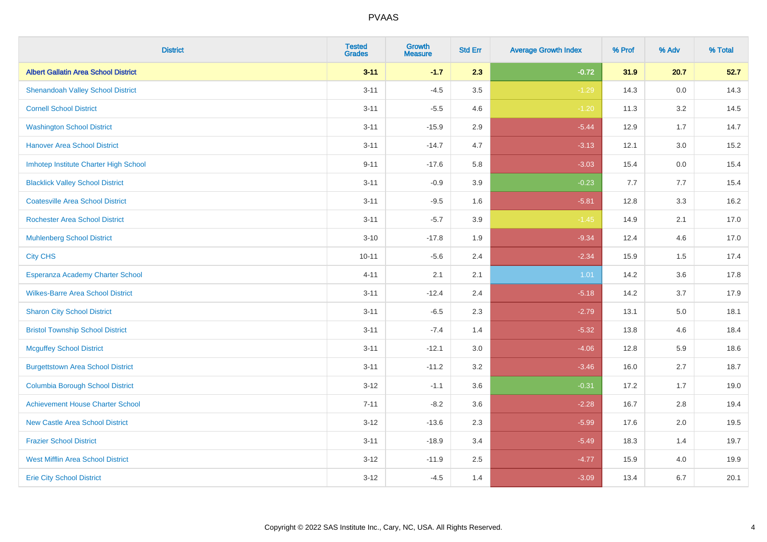| District | Tested Grades | Growth Measure | Std Err | Average Growth Index | % Prof | % Adv | % Total |
|---|---|---|---|---|---|---|---|
| **Albert Gallatin Area School District** | **3-11** | **-1.7** | **2.3** | **-0.72** | **31.9** | **20.7** | **52.7** |
| Shenandoah Valley School District | 3-11 | -4.5 | 3.5 | -1.29 | 14.3 | 0.0 | 14.3 |
| Cornell School District | 3-11 | -5.5 | 4.6 | -1.20 | 11.3 | 3.2 | 14.5 |
| Washington School District | 3-11 | -15.9 | 2.9 | -5.44 | 12.9 | 1.7 | 14.7 |
| Hanover Area School District | 3-11 | -14.7 | 4.7 | -3.13 | 12.1 | 3.0 | 15.2 |
| Imhotep Institute Charter High School | 9-11 | -17.6 | 5.8 | -3.03 | 15.4 | 0.0 | 15.4 |
| Blacklick Valley School District | 3-11 | -0.9 | 3.9 | -0.23 | 7.7 | 7.7 | 15.4 |
| Coatesville Area School District | 3-11 | -9.5 | 1.6 | -5.81 | 12.8 | 3.3 | 16.2 |
| Rochester Area School District | 3-11 | -5.7 | 3.9 | -1.45 | 14.9 | 2.1 | 17.0 |
| Muhlenberg School District | 3-10 | -17.8 | 1.9 | -9.34 | 12.4 | 4.6 | 17.0 |
| City CHS | 10-11 | -5.6 | 2.4 | -2.34 | 15.9 | 1.5 | 17.4 |
| Esperanza Academy Charter School | 4-11 | 2.1 | 2.1 | 1.01 | 14.2 | 3.6 | 17.8 |
| Wilkes-Barre Area School District | 3-11 | -12.4 | 2.4 | -5.18 | 14.2 | 3.7 | 17.9 |
| Sharon City School District | 3-11 | -6.5 | 2.3 | -2.79 | 13.1 | 5.0 | 18.1 |
| Bristol Township School District | 3-11 | -7.4 | 1.4 | -5.32 | 13.8 | 4.6 | 18.4 |
| Mcguffey School District | 3-11 | -12.1 | 3.0 | -4.06 | 12.8 | 5.9 | 18.6 |
| Burgettstown Area School District | 3-11 | -11.2 | 3.2 | -3.46 | 16.0 | 2.7 | 18.7 |
| Columbia Borough School District | 3-12 | -1.1 | 3.6 | -0.31 | 17.2 | 1.7 | 19.0 |
| Achievement House Charter School | 7-11 | -8.2 | 3.6 | -2.28 | 16.7 | 2.8 | 19.4 |
| New Castle Area School District | 3-12 | -13.6 | 2.3 | -5.99 | 17.6 | 2.0 | 19.5 |
| Frazier School District | 3-11 | -18.9 | 3.4 | -5.49 | 18.3 | 1.4 | 19.7 |
| West Mifflin Area School District | 3-12 | -11.9 | 2.5 | -4.77 | 15.9 | 4.0 | 19.9 |
| Erie City School District | 3-12 | -4.5 | 1.4 | -3.09 | 13.4 | 6.7 | 20.1 |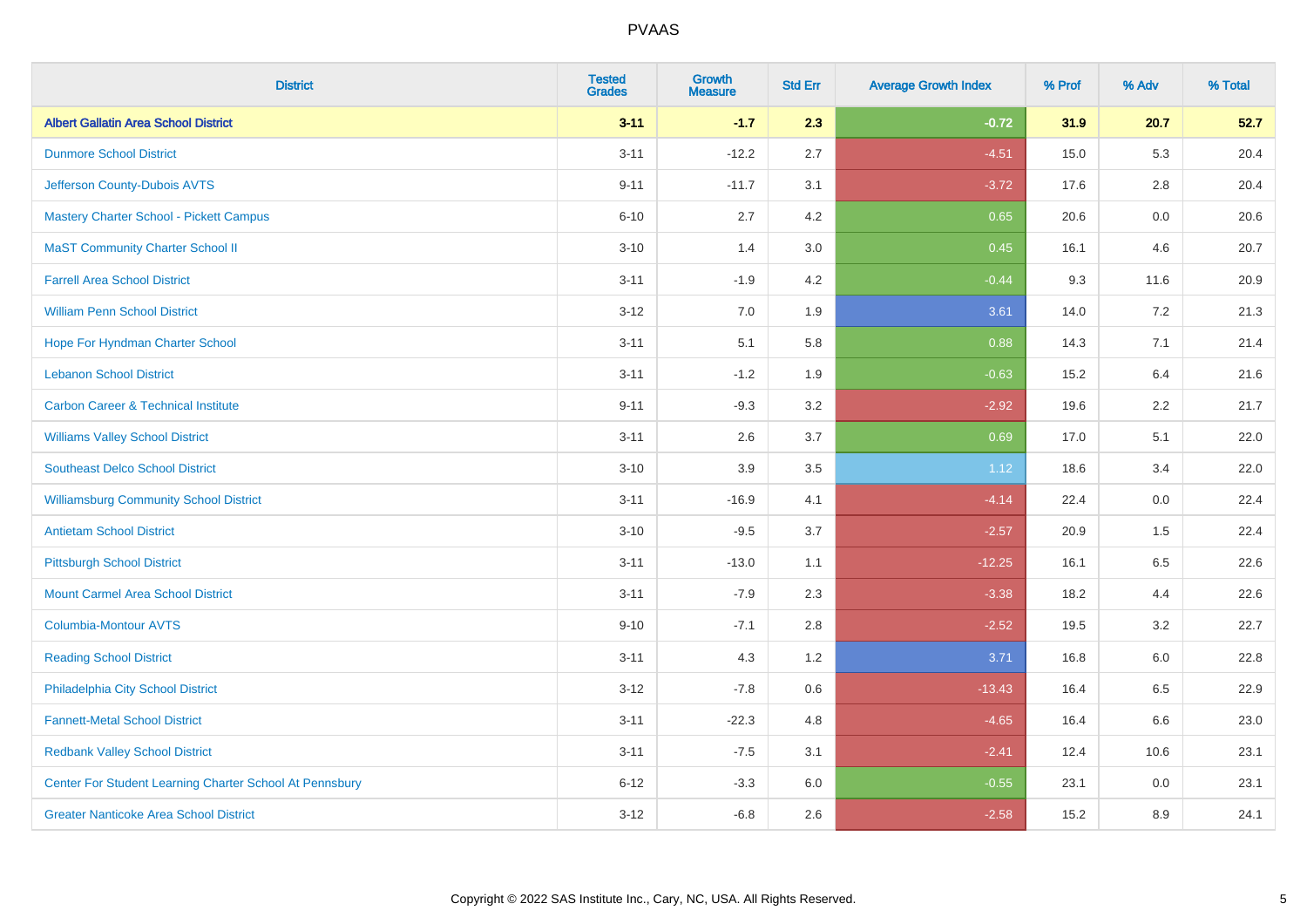# PVAAS

| District | Tested Grades | Growth Measure | Std Err | Average Growth Index | % Prof | % Adv | % Total |
|---|---|---|---|---|---|---|---|
| **Albert Gallatin Area School District** | **3-11** | **-1.7** | **2.3** | **-0.72** | **31.9** | **20.7** | **52.7** |
| Dunmore School District | 3-11 | -12.2 | 2.7 | -4.51 | 15.0 | 5.3 | 20.4 |
| Jefferson County-Dubois AVTS | 9-11 | -11.7 | 3.1 | -3.72 | 17.6 | 2.8 | 20.4 |
| Mastery Charter School - Pickett Campus | 6-10 | 2.7 | 4.2 | 0.65 | 20.6 | 0.0 | 20.6 |
| MaST Community Charter School II | 3-10 | 1.4 | 3.0 | 0.45 | 16.1 | 4.6 | 20.7 |
| Farrell Area School District | 3-11 | -1.9 | 4.2 | -0.44 | 9.3 | 11.6 | 20.9 |
| William Penn School District | 3-12 | 7.0 | 1.9 | 3.61 | 14.0 | 7.2 | 21.3 |
| Hope For Hyndman Charter School | 3-11 | 5.1 | 5.8 | 0.88 | 14.3 | 7.1 | 21.4 |
| Lebanon School District | 3-11 | -1.2 | 1.9 | -0.63 | 15.2 | 6.4 | 21.6 |
| Carbon Career & Technical Institute | 9-11 | -9.3 | 3.2 | -2.92 | 19.6 | 2.2 | 21.7 |
| Williams Valley School District | 3-11 | 2.6 | 3.7 | 0.69 | 17.0 | 5.1 | 22.0 |
| Southeast Delco School District | 3-10 | 3.9 | 3.5 | 1.12 | 18.6 | 3.4 | 22.0 |
| Williamsburg Community School District | 3-11 | -16.9 | 4.1 | -4.14 | 22.4 | 0.0 | 22.4 |
| Antietam School District | 3-10 | -9.5 | 3.7 | -2.57 | 20.9 | 1.5 | 22.4 |
| Pittsburgh School District | 3-11 | -13.0 | 1.1 | -12.25 | 16.1 | 6.5 | 22.6 |
| Mount Carmel Area School District | 3-11 | -7.9 | 2.3 | -3.38 | 18.2 | 4.4 | 22.6 |
| Columbia-Montour AVTS | 9-10 | -7.1 | 2.8 | -2.52 | 19.5 | 3.2 | 22.7 |
| Reading School District | 3-11 | 4.3 | 1.2 | 3.71 | 16.8 | 6.0 | 22.8 |
| Philadelphia City School District | 3-12 | -7.8 | 0.6 | -13.43 | 16.4 | 6.5 | 22.9 |
| Fannett-Metal School District | 3-11 | -22.3 | 4.8 | -4.65 | 16.4 | 6.6 | 23.0 |
| Redbank Valley School District | 3-11 | -7.5 | 3.1 | -2.41 | 12.4 | 10.6 | 23.1 |
| Center For Student Learning Charter School At Pennsbury | 6-12 | -3.3 | 6.0 | -0.55 | 23.1 | 0.0 | 23.1 |
| Greater Nanticoke Area School District | 3-12 | -6.8 | 2.6 | -2.58 | 15.2 | 8.9 | 24.1 |

Copyright © 2022 SAS Institute Inc., Cary, NC, USA. All Rights Reserved.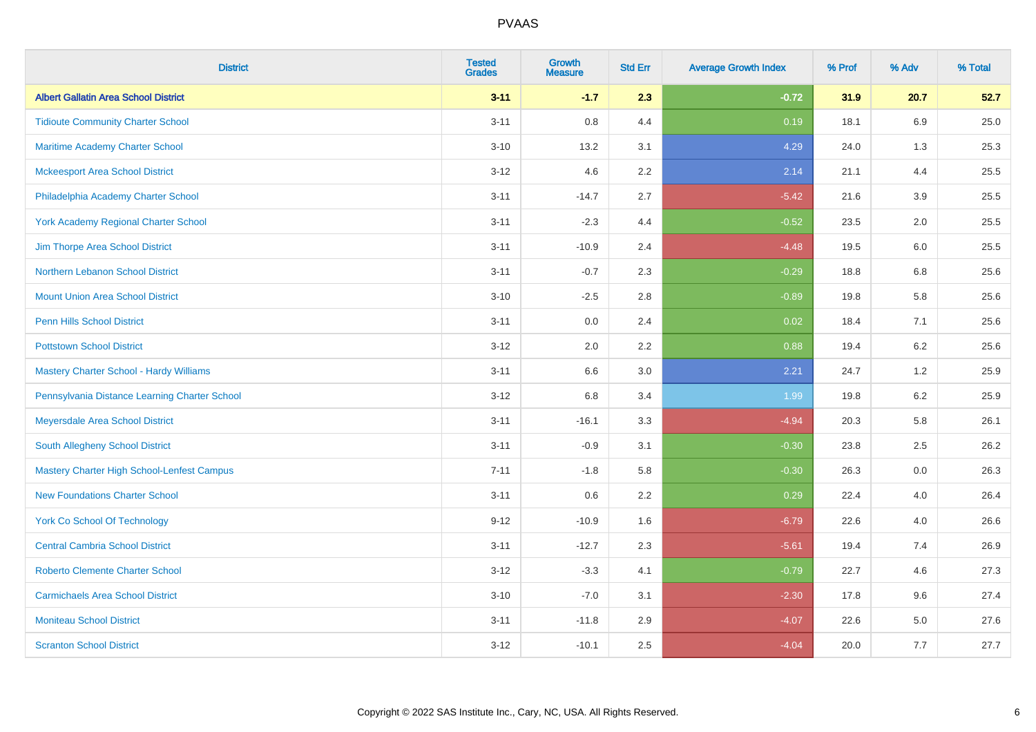# PVAAS

| District | Tested Grades | Growth Measure | Std Err | Average Growth Index | % Prof | % Adv | % Total |
|---|---|---|---|---|---|---|---|
| **Albert Gallatin Area School District** | **3-11** | **-1.7** | **2.3** | **-0.72** | **31.9** | **20.7** | **52.7** |
| Tidioute Community Charter School | 3-11 | 0.8 | 4.4 | 0.19 | 18.1 | 6.9 | 25.0 |
| Maritime Academy Charter School | 3-10 | 13.2 | 3.1 | 4.29 | 24.0 | 1.3 | 25.3 |
| Mckeesport Area School District | 3-12 | 4.6 | 2.2 | 2.14 | 21.1 | 4.4 | 25.5 |
| Philadelphia Academy Charter School | 3-11 | -14.7 | 2.7 | -5.42 | 21.6 | 3.9 | 25.5 |
| York Academy Regional Charter School | 3-11 | -2.3 | 4.4 | -0.52 | 23.5 | 2.0 | 25.5 |
| Jim Thorpe Area School District | 3-11 | -10.9 | 2.4 | -4.48 | 19.5 | 6.0 | 25.5 |
| Northern Lebanon School District | 3-11 | -0.7 | 2.3 | -0.29 | 18.8 | 6.8 | 25.6 |
| Mount Union Area School District | 3-10 | -2.5 | 2.8 | -0.89 | 19.8 | 5.8 | 25.6 |
| Penn Hills School District | 3-11 | 0.0 | 2.4 | 0.02 | 18.4 | 7.1 | 25.6 |
| Pottstown School District | 3-12 | 2.0 | 2.2 | 0.88 | 19.4 | 6.2 | 25.6 |
| Mastery Charter School - Hardy Williams | 3-11 | 6.6 | 3.0 | 2.21 | 24.7 | 1.2 | 25.9 |
| Pennsylvania Distance Learning Charter School | 3-12 | 6.8 | 3.4 | 1.99 | 19.8 | 6.2 | 25.9 |
| Meyersdale Area School District | 3-11 | -16.1 | 3.3 | -4.94 | 20.3 | 5.8 | 26.1 |
| South Allegheny School District | 3-11 | -0.9 | 3.1 | -0.30 | 23.8 | 2.5 | 26.2 |
| Mastery Charter High School-Lenfest Campus | 7-11 | -1.8 | 5.8 | -0.30 | 26.3 | 0.0 | 26.3 |
| New Foundations Charter School | 3-11 | 0.6 | 2.2 | 0.29 | 22.4 | 4.0 | 26.4 |
| York Co School Of Technology | 9-12 | -10.9 | 1.6 | -6.79 | 22.6 | 4.0 | 26.6 |
| Central Cambria School District | 3-11 | -12.7 | 2.3 | -5.61 | 19.4 | 7.4 | 26.9 |
| Roberto Clemente Charter School | 3-12 | -3.3 | 4.1 | -0.79 | 22.7 | 4.6 | 27.3 |
| Carmichaels Area School District | 3-10 | -7.0 | 3.1 | -2.30 | 17.8 | 9.6 | 27.4 |
| Moniteau School District | 3-11 | -11.8 | 2.9 | -4.07 | 22.6 | 5.0 | 27.6 |
| Scranton School District | 3-12 | -10.1 | 2.5 | -4.04 | 20.0 | 7.7 | 27.7 |

Copyright © 2022 SAS Institute Inc., Cary, NC, USA. All Rights Reserved.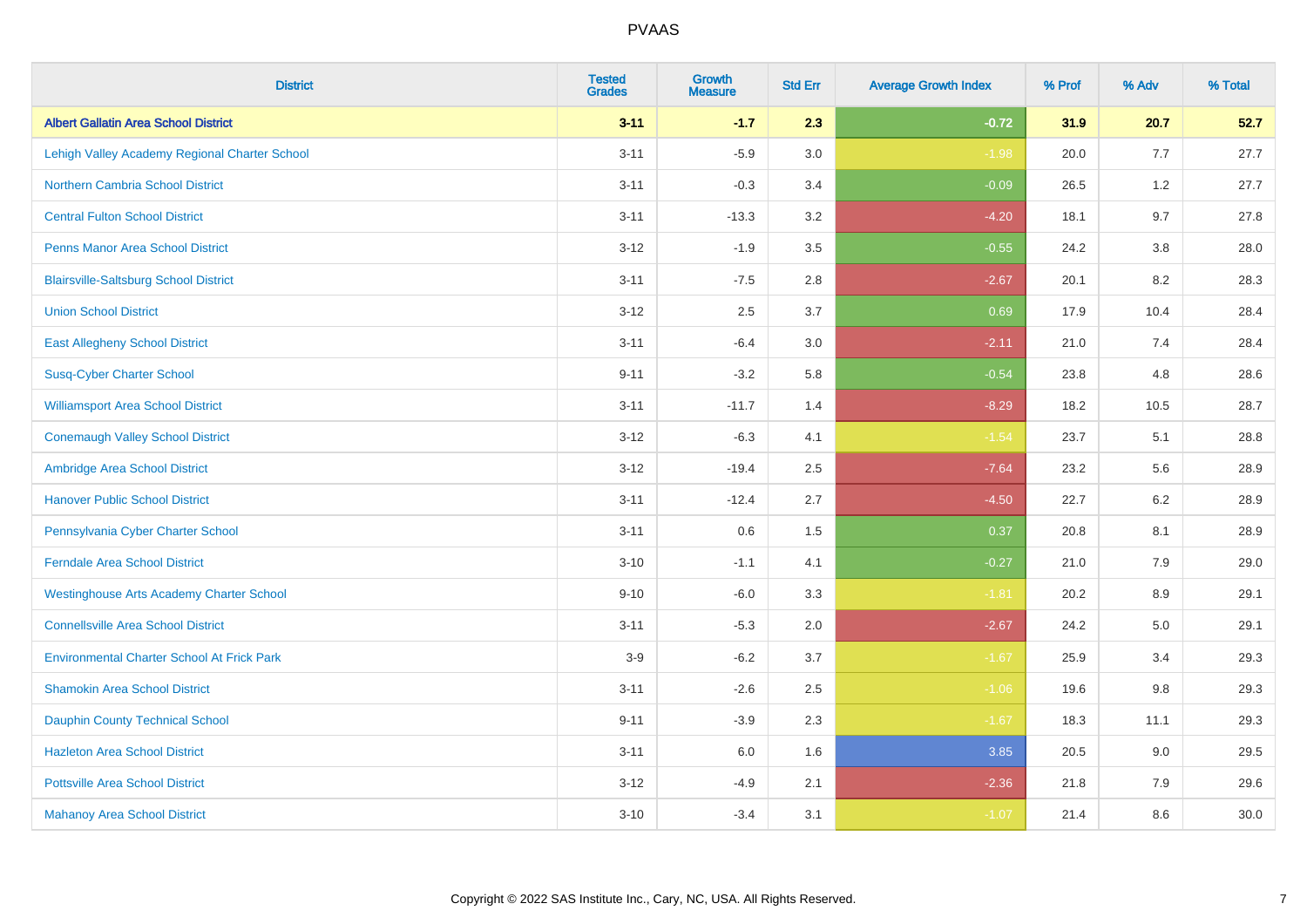# PVAAS

| District | Tested Grades | Growth Measure | Std Err | Average Growth Index | % Prof | % Adv | % Total |
|---|---|---|---|---|---|---|---|
| **Albert Gallatin Area School District** | **3-11** | **-1.7** | **2.3** | **-0.72** | **31.9** | **20.7** | **52.7** |
| Lehigh Valley Academy Regional Charter School | 3-11 | -5.9 | 3.0 | -1.98 | 20.0 | 7.7 | 27.7 |
| Northern Cambria School District | 3-11 | -0.3 | 3.4 | -0.09 | 26.5 | 1.2 | 27.7 |
| Central Fulton School District | 3-11 | -13.3 | 3.2 | -4.20 | 18.1 | 9.7 | 27.8 |
| Penns Manor Area School District | 3-12 | -1.9 | 3.5 | -0.55 | 24.2 | 3.8 | 28.0 |
| Blairsville-Saltsburg School District | 3-11 | -7.5 | 2.8 | -2.67 | 20.1 | 8.2 | 28.3 |
| Union School District | 3-12 | 2.5 | 3.7 | 0.69 | 17.9 | 10.4 | 28.4 |
| East Allegheny School District | 3-11 | -6.4 | 3.0 | -2.11 | 21.0 | 7.4 | 28.4 |
| Susq-Cyber Charter School | 9-11 | -3.2 | 5.8 | -0.54 | 23.8 | 4.8 | 28.6 |
| Williamsport Area School District | 3-11 | -11.7 | 1.4 | -8.29 | 18.2 | 10.5 | 28.7 |
| Conemaugh Valley School District | 3-12 | -6.3 | 4.1 | -1.54 | 23.7 | 5.1 | 28.8 |
| Ambridge Area School District | 3-12 | -19.4 | 2.5 | -7.64 | 23.2 | 5.6 | 28.9 |
| Hanover Public School District | 3-11 | -12.4 | 2.7 | -4.50 | 22.7 | 6.2 | 28.9 |
| Pennsylvania Cyber Charter School | 3-11 | 0.6 | 1.5 | 0.37 | 20.8 | 8.1 | 28.9 |
| Ferndale Area School District | 3-10 | -1.1 | 4.1 | -0.27 | 21.0 | 7.9 | 29.0 |
| Westinghouse Arts Academy Charter School | 9-10 | -6.0 | 3.3 | -1.81 | 20.2 | 8.9 | 29.1 |
| Connellsville Area School District | 3-11 | -5.3 | 2.0 | -2.67 | 24.2 | 5.0 | 29.1 |
| Environmental Charter School At Frick Park | 3-9 | -6.2 | 3.7 | -1.67 | 25.9 | 3.4 | 29.3 |
| Shamokin Area School District | 3-11 | -2.6 | 2.5 | -1.06 | 19.6 | 9.8 | 29.3 |
| Dauphin County Technical School | 9-11 | -3.9 | 2.3 | -1.67 | 18.3 | 11.1 | 29.3 |
| Hazleton Area School District | 3-11 | 6.0 | 1.6 | 3.85 | 20.5 | 9.0 | 29.5 |
| Pottsville Area School District | 3-12 | -4.9 | 2.1 | -2.36 | 21.8 | 7.9 | 29.6 |
| Mahanoy Area School District | 3-10 | -3.4 | 3.1 | -1.07 | 21.4 | 8.6 | 30.0 |

Copyright © 2022 SAS Institute Inc., Cary, NC, USA. All Rights Reserved.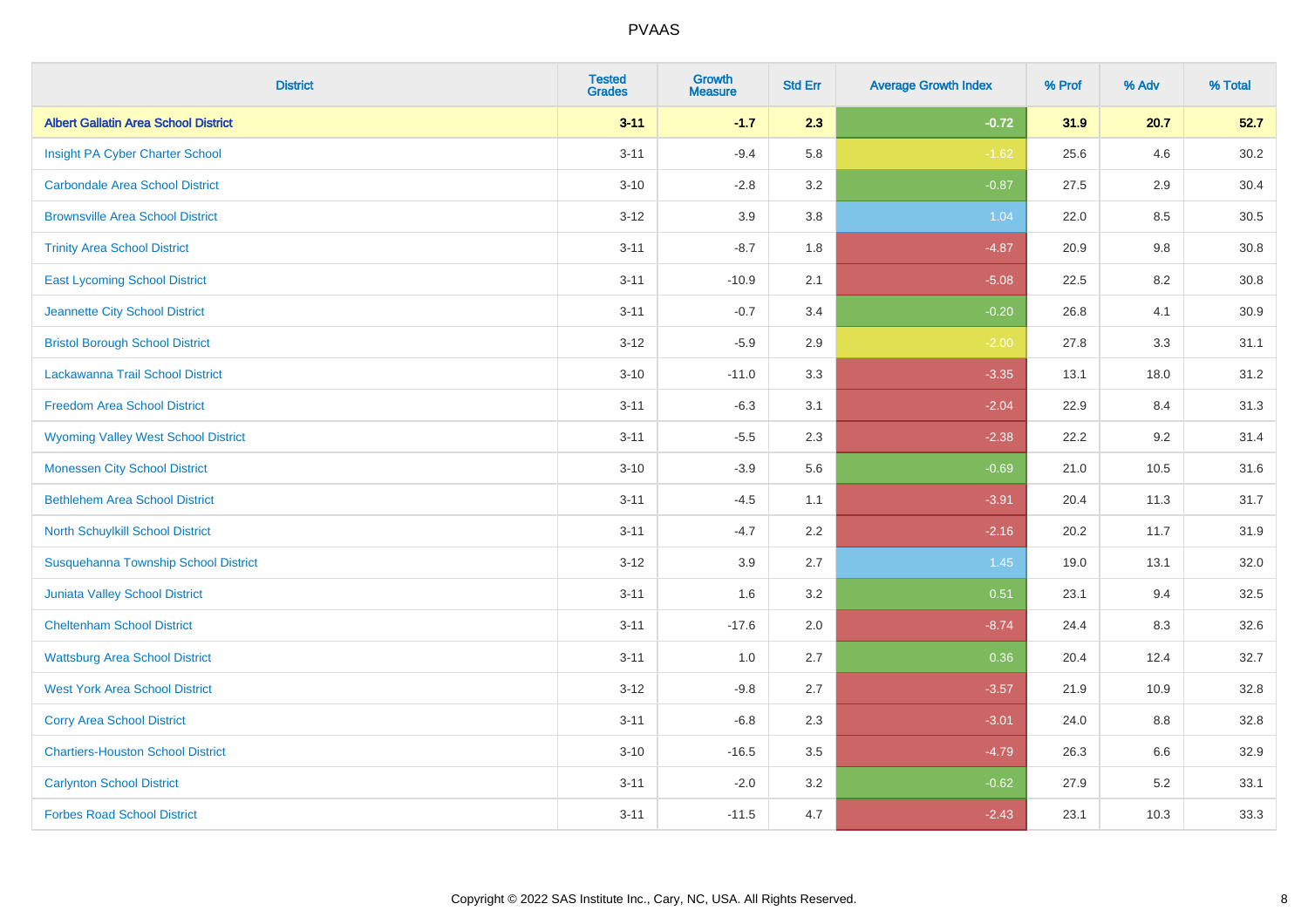| District | Tested Grades | Growth Measure | Std Err | Average Growth Index | % Prof | % Adv | % Total |
|---|---|---|---|---|---|---|---|
| **Albert Gallatin Area School District** | **3-11** | **-1.7** | **2.3** | **-0.72** | **31.9** | **20.7** | **52.7** |
| Insight PA Cyber Charter School | 3-11 | -9.4 | 5.8 | -1.62 | 25.6 | 4.6 | 30.2 |
| Carbondale Area School District | 3-10 | -2.8 | 3.2 | -0.87 | 27.5 | 2.9 | 30.4 |
| Brownsville Area School District | 3-12 | 3.9 | 3.8 | 1.04 | 22.0 | 8.5 | 30.5 |
| Trinity Area School District | 3-11 | -8.7 | 1.8 | -4.87 | 20.9 | 9.8 | 30.8 |
| East Lycoming School District | 3-11 | -10.9 | 2.1 | -5.08 | 22.5 | 8.2 | 30.8 |
| Jeannette City School District | 3-11 | -0.7 | 3.4 | -0.20 | 26.8 | 4.1 | 30.9 |
| Bristol Borough School District | 3-12 | -5.9 | 2.9 | -2.00 | 27.8 | 3.3 | 31.1 |
| Lackawanna Trail School District | 3-10 | -11.0 | 3.3 | -3.35 | 13.1 | 18.0 | 31.2 |
| Freedom Area School District | 3-11 | -6.3 | 3.1 | -2.04 | 22.9 | 8.4 | 31.3 |
| Wyoming Valley West School District | 3-11 | -5.5 | 2.3 | -2.38 | 22.2 | 9.2 | 31.4 |
| Monessen City School District | 3-10 | -3.9 | 5.6 | -0.69 | 21.0 | 10.5 | 31.6 |
| Bethlehem Area School District | 3-11 | -4.5 | 1.1 | -3.91 | 20.4 | 11.3 | 31.7 |
| North Schuylkill School District | 3-11 | -4.7 | 2.2 | -2.16 | 20.2 | 11.7 | 31.9 |
| Susquehanna Township School District | 3-12 | 3.9 | 2.7 | 1.45 | 19.0 | 13.1 | 32.0 |
| Juniata Valley School District | 3-11 | 1.6 | 3.2 | 0.51 | 23.1 | 9.4 | 32.5 |
| Cheltenham School District | 3-11 | -17.6 | 2.0 | -8.74 | 24.4 | 8.3 | 32.6 |
| Wattsburg Area School District | 3-11 | 1.0 | 2.7 | 0.36 | 20.4 | 12.4 | 32.7 |
| West York Area School District | 3-12 | -9.8 | 2.7 | -3.57 | 21.9 | 10.9 | 32.8 |
| Corry Area School District | 3-11 | -6.8 | 2.3 | -3.01 | 24.0 | 8.8 | 32.8 |
| Chartiers-Houston School District | 3-10 | -16.5 | 3.5 | -4.79 | 26.3 | 6.6 | 32.9 |
| Carlynton School District | 3-11 | -2.0 | 3.2 | -0.62 | 27.9 | 5.2 | 33.1 |
| Forbes Road School District | 3-11 | -11.5 | 4.7 | -2.43 | 23.1 | 10.3 | 33.3 |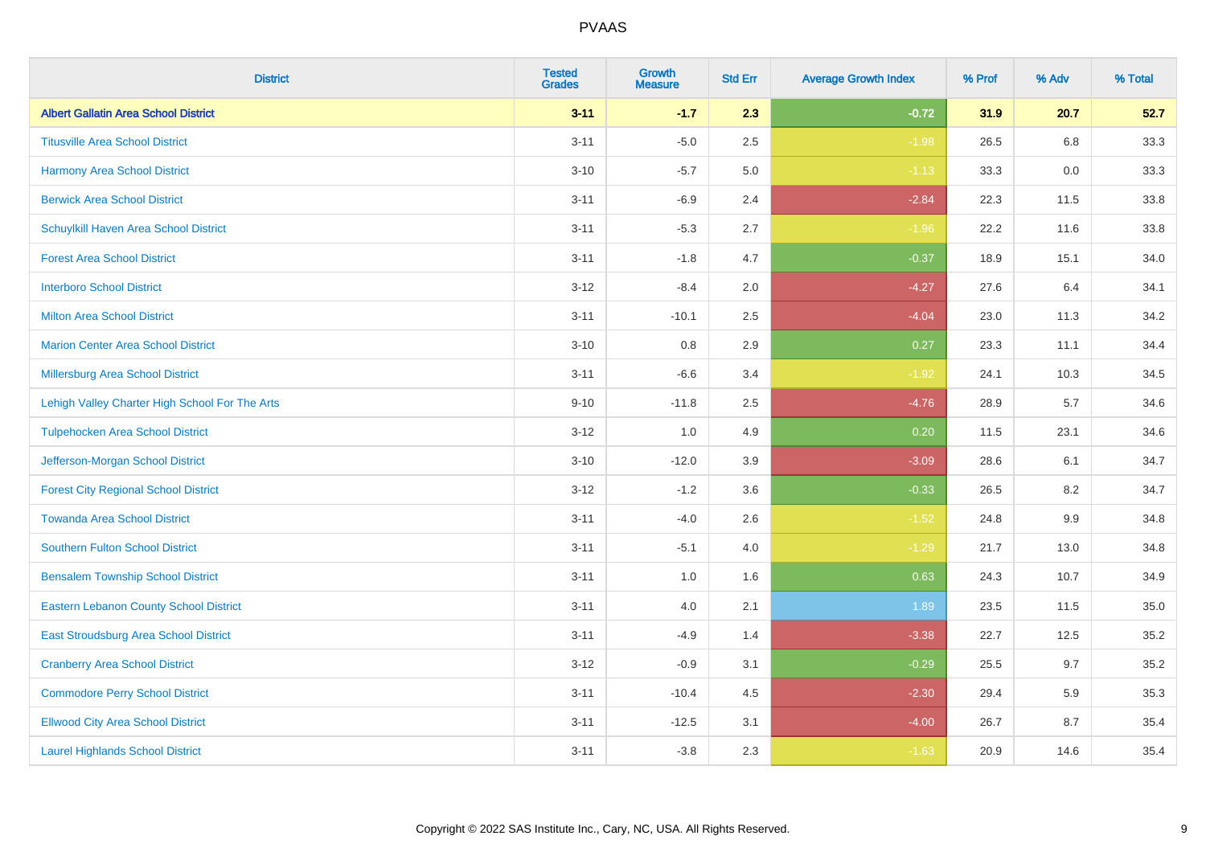| District | Tested Grades | Growth Measure | Std Err | Average Growth Index | % Prof | % Adv | % Total |
|---|---|---|---|---|---|---|---|
| **Albert Gallatin Area School District** | **3-11** | **-1.7** | **2.3** | **-0.72** | **31.9** | **20.7** | **52.7** |
| Titusville Area School District | 3-11 | -5.0 | 2.5 | -1.98 | 26.5 | 6.8 | 33.3 |
| Harmony Area School District | 3-10 | -5.7 | 5.0 | -1.13 | 33.3 | 0.0 | 33.3 |
| Berwick Area School District | 3-11 | -6.9 | 2.4 | -2.84 | 22.3 | 11.5 | 33.8 |
| Schuylkill Haven Area School District | 3-11 | -5.3 | 2.7 | -1.96 | 22.2 | 11.6 | 33.8 |
| Forest Area School District | 3-11 | -1.8 | 4.7 | -0.37 | 18.9 | 15.1 | 34.0 |
| Interboro School District | 3-12 | -8.4 | 2.0 | -4.27 | 27.6 | 6.4 | 34.1 |
| Milton Area School District | 3-11 | -10.1 | 2.5 | -4.04 | 23.0 | 11.3 | 34.2 |
| Marion Center Area School District | 3-10 | 0.8 | 2.9 | 0.27 | 23.3 | 11.1 | 34.4 |
| Millersburg Area School District | 3-11 | -6.6 | 3.4 | -1.92 | 24.1 | 10.3 | 34.5 |
| Lehigh Valley Charter High School For The Arts | 9-10 | -11.8 | 2.5 | -4.76 | 28.9 | 5.7 | 34.6 |
| Tulpehocken Area School District | 3-12 | 1.0 | 4.9 | 0.20 | 11.5 | 23.1 | 34.6 |
| Jefferson-Morgan School District | 3-10 | -12.0 | 3.9 | -3.09 | 28.6 | 6.1 | 34.7 |
| Forest City Regional School District | 3-12 | -1.2 | 3.6 | -0.33 | 26.5 | 8.2 | 34.7 |
| Towanda Area School District | 3-11 | -4.0 | 2.6 | -1.52 | 24.8 | 9.9 | 34.8 |
| Southern Fulton School District | 3-11 | -5.1 | 4.0 | -1.29 | 21.7 | 13.0 | 34.8 |
| Bensalem Township School District | 3-11 | 1.0 | 1.6 | 0.63 | 24.3 | 10.7 | 34.9 |
| Eastern Lebanon County School District | 3-11 | 4.0 | 2.1 | 1.89 | 23.5 | 11.5 | 35.0 |
| East Stroudsburg Area School District | 3-11 | -4.9 | 1.4 | -3.38 | 22.7 | 12.5 | 35.2 |
| Cranberry Area School District | 3-12 | -0.9 | 3.1 | -0.29 | 25.5 | 9.7 | 35.2 |
| Commodore Perry School District | 3-11 | -10.4 | 4.5 | -2.30 | 29.4 | 5.9 | 35.3 |
| Ellwood City Area School District | 3-11 | -12.5 | 3.1 | -4.00 | 26.7 | 8.7 | 35.4 |
| Laurel Highlands School District | 3-11 | -3.8 | 2.3 | -1.63 | 20.9 | 14.6 | 35.4 |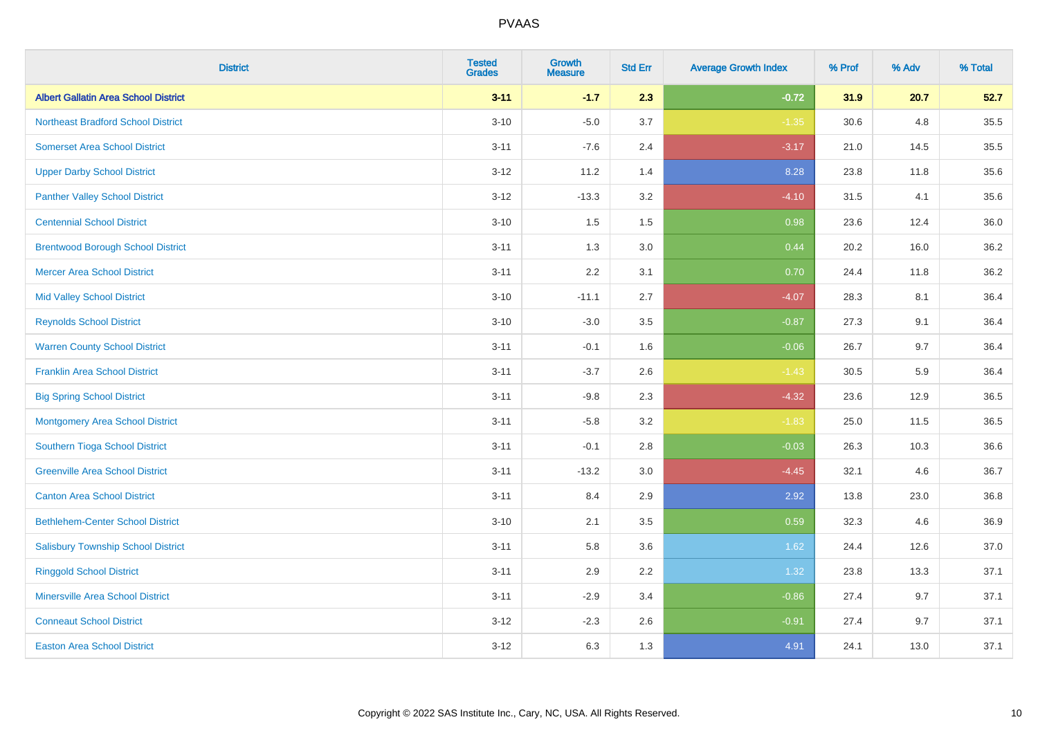# PVAAS

| District | Tested Grades | Growth Measure | Std Err | Average Growth Index | % Prof | % Adv | % Total |
|---|---|---|---|---|---|---|---|
| **Albert Gallatin Area School District** | **3-11** | **-1.7** | **2.3** | **-0.72** | **31.9** | **20.7** | **52.7** |
| Northeast Bradford School District | 3-10 | -5.0 | 3.7 | -1.35 | 30.6 | 4.8 | 35.5 |
| Somerset Area School District | 3-11 | -7.6 | 2.4 | -3.17 | 21.0 | 14.5 | 35.5 |
| Upper Darby School District | 3-12 | 11.2 | 1.4 | 8.28 | 23.8 | 11.8 | 35.6 |
| Panther Valley School District | 3-12 | -13.3 | 3.2 | -4.10 | 31.5 | 4.1 | 35.6 |
| Centennial School District | 3-10 | 1.5 | 1.5 | 0.98 | 23.6 | 12.4 | 36.0 |
| Brentwood Borough School District | 3-11 | 1.3 | 3.0 | 0.44 | 20.2 | 16.0 | 36.2 |
| Mercer Area School District | 3-11 | 2.2 | 3.1 | 0.70 | 24.4 | 11.8 | 36.2 |
| Mid Valley School District | 3-10 | -11.1 | 2.7 | -4.07 | 28.3 | 8.1 | 36.4 |
| Reynolds School District | 3-10 | -3.0 | 3.5 | -0.87 | 27.3 | 9.1 | 36.4 |
| Warren County School District | 3-11 | -0.1 | 1.6 | -0.06 | 26.7 | 9.7 | 36.4 |
| Franklin Area School District | 3-11 | -3.7 | 2.6 | -1.43 | 30.5 | 5.9 | 36.4 |
| Big Spring School District | 3-11 | -9.8 | 2.3 | -4.32 | 23.6 | 12.9 | 36.5 |
| Montgomery Area School District | 3-11 | -5.8 | 3.2 | -1.83 | 25.0 | 11.5 | 36.5 |
| Southern Tioga School District | 3-11 | -0.1 | 2.8 | -0.03 | 26.3 | 10.3 | 36.6 |
| Greenville Area School District | 3-11 | -13.2 | 3.0 | -4.45 | 32.1 | 4.6 | 36.7 |
| Canton Area School District | 3-11 | 8.4 | 2.9 | 2.92 | 13.8 | 23.0 | 36.8 |
| Bethlehem-Center School District | 3-10 | 2.1 | 3.5 | 0.59 | 32.3 | 4.6 | 36.9 |
| Salisbury Township School District | 3-11 | 5.8 | 3.6 | 1.62 | 24.4 | 12.6 | 37.0 |
| Ringgold School District | 3-11 | 2.9 | 2.2 | 1.32 | 23.8 | 13.3 | 37.1 |
| Minersville Area School District | 3-11 | -2.9 | 3.4 | -0.86 | 27.4 | 9.7 | 37.1 |
| Conneaut School District | 3-12 | -2.3 | 2.6 | -0.91 | 27.4 | 9.7 | 37.1 |
| Easton Area School District | 3-12 | 6.3 | 1.3 | 4.91 | 24.1 | 13.0 | 37.1 |

Copyright © 2022 SAS Institute Inc., Cary, NC, USA. All Rights Reserved.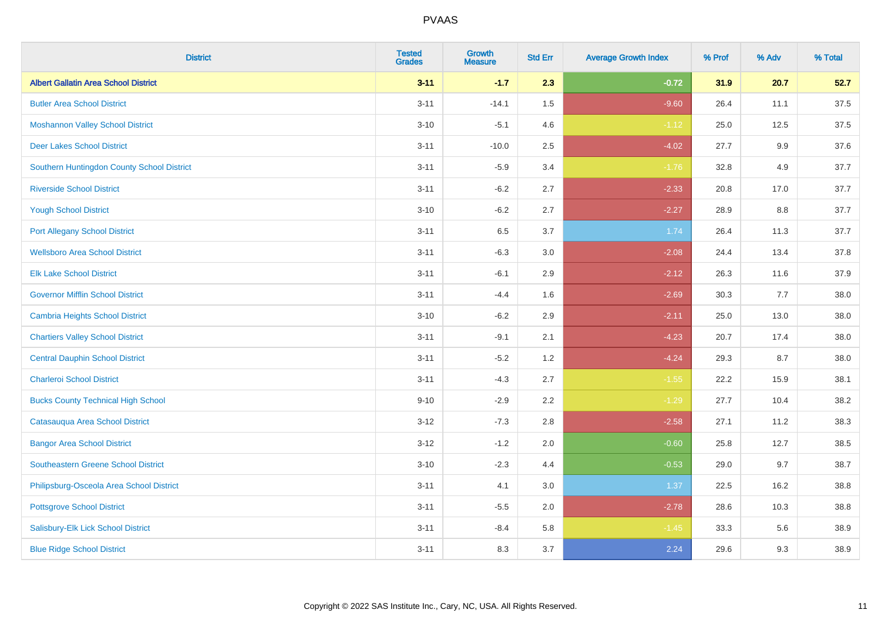| District | Tested Grades | Growth Measure | Std Err | Average Growth Index | % Prof | % Adv | % Total |
|---|---|---|---|---|---|---|---|
| **Albert Gallatin Area School District** | **3-11** | **-1.7** | **2.3** | **-0.72** | **31.9** | **20.7** | **52.7** |
| Butler Area School District | 3-11 | -14.1 | 1.5 | -9.60 | 26.4 | 11.1 | 37.5 |
| Moshannon Valley School District | 3-10 | -5.1 | 4.6 | -1.12 | 25.0 | 12.5 | 37.5 |
| Deer Lakes School District | 3-11 | -10.0 | 2.5 | -4.02 | 27.7 | 9.9 | 37.6 |
| Southern Huntingdon County School District | 3-11 | -5.9 | 3.4 | -1.76 | 32.8 | 4.9 | 37.7 |
| Riverside School District | 3-11 | -6.2 | 2.7 | -2.33 | 20.8 | 17.0 | 37.7 |
| Yough School District | 3-10 | -6.2 | 2.7 | -2.27 | 28.9 | 8.8 | 37.7 |
| Port Allegany School District | 3-11 | 6.5 | 3.7 | 1.74 | 26.4 | 11.3 | 37.7 |
| Wellsboro Area School District | 3-11 | -6.3 | 3.0 | -2.08 | 24.4 | 13.4 | 37.8 |
| Elk Lake School District | 3-11 | -6.1 | 2.9 | -2.12 | 26.3 | 11.6 | 37.9 |
| Governor Mifflin School District | 3-11 | -4.4 | 1.6 | -2.69 | 30.3 | 7.7 | 38.0 |
| Cambria Heights School District | 3-10 | -6.2 | 2.9 | -2.11 | 25.0 | 13.0 | 38.0 |
| Chartiers Valley School District | 3-11 | -9.1 | 2.1 | -4.23 | 20.7 | 17.4 | 38.0 |
| Central Dauphin School District | 3-11 | -5.2 | 1.2 | -4.24 | 29.3 | 8.7 | 38.0 |
| Charleroi School District | 3-11 | -4.3 | 2.7 | -1.55 | 22.2 | 15.9 | 38.1 |
| Bucks County Technical High School | 9-10 | -2.9 | 2.2 | -1.29 | 27.7 | 10.4 | 38.2 |
| Catasauqua Area School District | 3-12 | -7.3 | 2.8 | -2.58 | 27.1 | 11.2 | 38.3 |
| Bangor Area School District | 3-12 | -1.2 | 2.0 | -0.60 | 25.8 | 12.7 | 38.5 |
| Southeastern Greene School District | 3-10 | -2.3 | 4.4 | -0.53 | 29.0 | 9.7 | 38.7 |
| Philipsburg-Osceola Area School District | 3-11 | 4.1 | 3.0 | 1.37 | 22.5 | 16.2 | 38.8 |
| Pottsgrove School District | 3-11 | -5.5 | 2.0 | -2.78 | 28.6 | 10.3 | 38.8 |
| Salisbury-Elk Lick School District | 3-11 | -8.4 | 5.8 | -1.45 | 33.3 | 5.6 | 38.9 |
| Blue Ridge School District | 3-11 | 8.3 | 3.7 | 2.24 | 29.6 | 9.3 | 38.9 |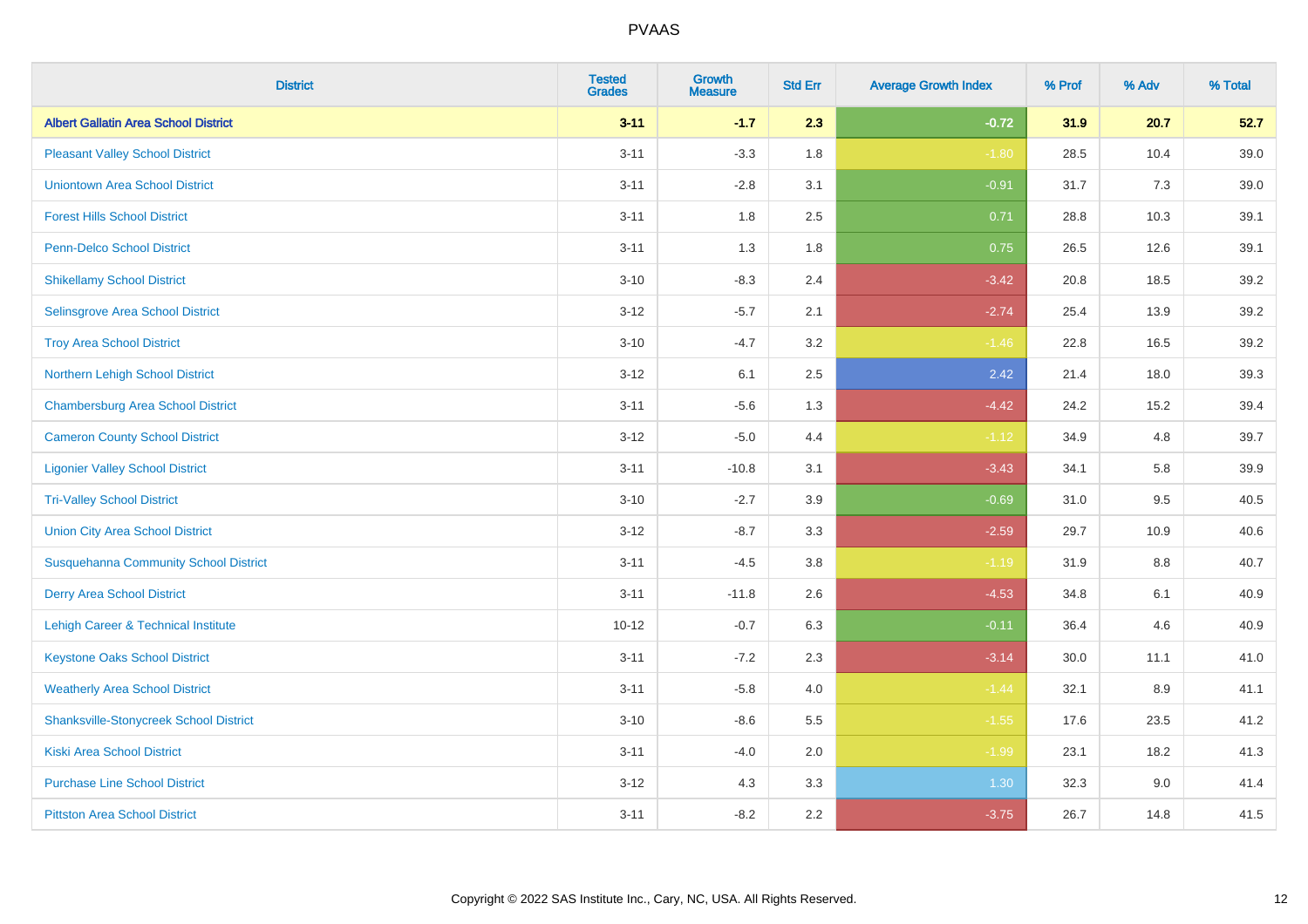# PVAAS

| District | Tested Grades | Growth Measure | Std Err | Average Growth Index | % Prof | % Adv | % Total |
|---|---|---|---|---|---|---|---|
| **Albert Gallatin Area School District** | **3-11** | **-1.7** | **2.3** | **-0.72** | **31.9** | **20.7** | **52.7** |
| Pleasant Valley School District | 3-11 | -3.3 | 1.8 | -1.80 | 28.5 | 10.4 | 39.0 |
| Uniontown Area School District | 3-11 | -2.8 | 3.1 | -0.91 | 31.7 | 7.3 | 39.0 |
| Forest Hills School District | 3-11 | 1.8 | 2.5 | 0.71 | 28.8 | 10.3 | 39.1 |
| Penn-Delco School District | 3-11 | 1.3 | 1.8 | 0.75 | 26.5 | 12.6 | 39.1 |
| Shikellamy School District | 3-10 | -8.3 | 2.4 | -3.42 | 20.8 | 18.5 | 39.2 |
| Selinsgrove Area School District | 3-12 | -5.7 | 2.1 | -2.74 | 25.4 | 13.9 | 39.2 |
| Troy Area School District | 3-10 | -4.7 | 3.2 | -1.46 | 22.8 | 16.5 | 39.2 |
| Northern Lehigh School District | 3-12 | 6.1 | 2.5 | 2.42 | 21.4 | 18.0 | 39.3 |
| Chambersburg Area School District | 3-11 | -5.6 | 1.3 | -4.42 | 24.2 | 15.2 | 39.4 |
| Cameron County School District | 3-12 | -5.0 | 4.4 | -1.12 | 34.9 | 4.8 | 39.7 |
| Ligonier Valley School District | 3-11 | -10.8 | 3.1 | -3.43 | 34.1 | 5.8 | 39.9 |
| Tri-Valley School District | 3-10 | -2.7 | 3.9 | -0.69 | 31.0 | 9.5 | 40.5 |
| Union City Area School District | 3-12 | -8.7 | 3.3 | -2.59 | 29.7 | 10.9 | 40.6 |
| Susquehanna Community School District | 3-11 | -4.5 | 3.8 | -1.19 | 31.9 | 8.8 | 40.7 |
| Derry Area School District | 3-11 | -11.8 | 2.6 | -4.53 | 34.8 | 6.1 | 40.9 |
| Lehigh Career & Technical Institute | 10-12 | -0.7 | 6.3 | -0.11 | 36.4 | 4.6 | 40.9 |
| Keystone Oaks School District | 3-11 | -7.2 | 2.3 | -3.14 | 30.0 | 11.1 | 41.0 |
| Weatherly Area School District | 3-11 | -5.8 | 4.0 | -1.44 | 32.1 | 8.9 | 41.1 |
| Shanksville-Stonycreek School District | 3-10 | -8.6 | 5.5 | -1.55 | 17.6 | 23.5 | 41.2 |
| Kiski Area School District | 3-11 | -4.0 | 2.0 | -1.99 | 23.1 | 18.2 | 41.3 |
| Purchase Line School District | 3-12 | 4.3 | 3.3 | 1.30 | 32.3 | 9.0 | 41.4 |
| Pittston Area School District | 3-11 | -8.2 | 2.2 | -3.75 | 26.7 | 14.8 | 41.5 |

Copyright © 2022 SAS Institute Inc., Cary, NC, USA. All Rights Reserved.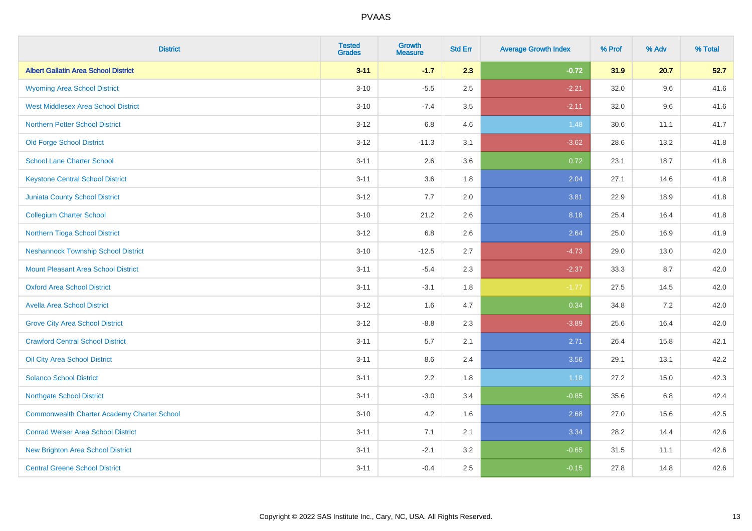# PVAAS

| District | Tested Grades | Growth Measure | Std Err | Average Growth Index | % Prof | % Adv | % Total |
|---|---|---|---|---|---|---|---|
| **Albert Gallatin Area School District** | **3-11** | **-1.7** | **2.3** | **-0.72** | **31.9** | **20.7** | **52.7** |
| Wyoming Area School District | 3-10 | -5.5 | 2.5 | -2.21 | 32.0 | 9.6 | 41.6 |
| West Middlesex Area School District | 3-10 | -7.4 | 3.5 | -2.11 | 32.0 | 9.6 | 41.6 |
| Northern Potter School District | 3-12 | 6.8 | 4.6 | 1.48 | 30.6 | 11.1 | 41.7 |
| Old Forge School District | 3-12 | -11.3 | 3.1 | -3.62 | 28.6 | 13.2 | 41.8 |
| School Lane Charter School | 3-11 | 2.6 | 3.6 | 0.72 | 23.1 | 18.7 | 41.8 |
| Keystone Central School District | 3-11 | 3.6 | 1.8 | 2.04 | 27.1 | 14.6 | 41.8 |
| Juniata County School District | 3-12 | 7.7 | 2.0 | 3.81 | 22.9 | 18.9 | 41.8 |
| Collegium Charter School | 3-10 | 21.2 | 2.6 | 8.18 | 25.4 | 16.4 | 41.8 |
| Northern Tioga School District | 3-12 | 6.8 | 2.6 | 2.64 | 25.0 | 16.9 | 41.9 |
| Neshannock Township School District | 3-10 | -12.5 | 2.7 | -4.73 | 29.0 | 13.0 | 42.0 |
| Mount Pleasant Area School District | 3-11 | -5.4 | 2.3 | -2.37 | 33.3 | 8.7 | 42.0 |
| Oxford Area School District | 3-11 | -3.1 | 1.8 | -1.77 | 27.5 | 14.5 | 42.0 |
| Avella Area School District | 3-12 | 1.6 | 4.7 | 0.34 | 34.8 | 7.2 | 42.0 |
| Grove City Area School District | 3-12 | -8.8 | 2.3 | -3.89 | 25.6 | 16.4 | 42.0 |
| Crawford Central School District | 3-11 | 5.7 | 2.1 | 2.71 | 26.4 | 15.8 | 42.1 |
| Oil City Area School District | 3-11 | 8.6 | 2.4 | 3.56 | 29.1 | 13.1 | 42.2 |
| Solanco School District | 3-11 | 2.2 | 1.8 | 1.18 | 27.2 | 15.0 | 42.3 |
| Northgate School District | 3-11 | -3.0 | 3.4 | -0.85 | 35.6 | 6.8 | 42.4 |
| Commonwealth Charter Academy Charter School | 3-10 | 4.2 | 1.6 | 2.68 | 27.0 | 15.6 | 42.5 |
| Conrad Weiser Area School District | 3-11 | 7.1 | 2.1 | 3.34 | 28.2 | 14.4 | 42.6 |
| New Brighton Area School District | 3-11 | -2.1 | 3.2 | -0.65 | 31.5 | 11.1 | 42.6 |
| Central Greene School District | 3-11 | -0.4 | 2.5 | -0.15 | 27.8 | 14.8 | 42.6 |

Copyright © 2022 SAS Institute Inc., Cary, NC, USA. All Rights Reserved.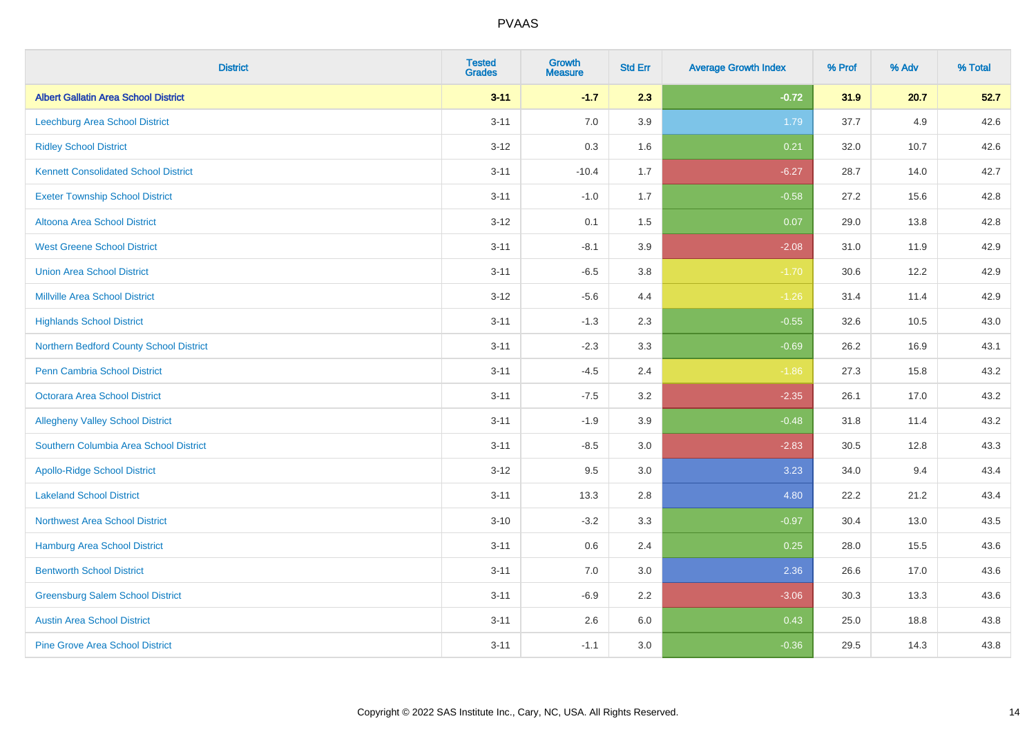| District | Tested Grades | Growth Measure | Std Err | Average Growth Index | % Prof | % Adv | % Total |
|---|---|---|---|---|---|---|---|
| **Albert Gallatin Area School District** | **3-11** | **-1.7** | **2.3** | **-0.72** | **31.9** | **20.7** | **52.7** |
| Leechburg Area School District | 3-11 | 7.0 | 3.9 | 1.79 | 37.7 | 4.9 | 42.6 |
| Ridley School District | 3-12 | 0.3 | 1.6 | 0.21 | 32.0 | 10.7 | 42.6 |
| Kennett Consolidated School District | 3-11 | -10.4 | 1.7 | -6.27 | 28.7 | 14.0 | 42.7 |
| Exeter Township School District | 3-11 | -1.0 | 1.7 | -0.58 | 27.2 | 15.6 | 42.8 |
| Altoona Area School District | 3-12 | 0.1 | 1.5 | 0.07 | 29.0 | 13.8 | 42.8 |
| West Greene School District | 3-11 | -8.1 | 3.9 | -2.08 | 31.0 | 11.9 | 42.9 |
| Union Area School District | 3-11 | -6.5 | 3.8 | -1.70 | 30.6 | 12.2 | 42.9 |
| Millville Area School District | 3-12 | -5.6 | 4.4 | -1.26 | 31.4 | 11.4 | 42.9 |
| Highlands School District | 3-11 | -1.3 | 2.3 | -0.55 | 32.6 | 10.5 | 43.0 |
| Northern Bedford County School District | 3-11 | -2.3 | 3.3 | -0.69 | 26.2 | 16.9 | 43.1 |
| Penn Cambria School District | 3-11 | -4.5 | 2.4 | -1.86 | 27.3 | 15.8 | 43.2 |
| Octorara Area School District | 3-11 | -7.5 | 3.2 | -2.35 | 26.1 | 17.0 | 43.2 |
| Allegheny Valley School District | 3-11 | -1.9 | 3.9 | -0.48 | 31.8 | 11.4 | 43.2 |
| Southern Columbia Area School District | 3-11 | -8.5 | 3.0 | -2.83 | 30.5 | 12.8 | 43.3 |
| Apollo-Ridge School District | 3-12 | 9.5 | 3.0 | 3.23 | 34.0 | 9.4 | 43.4 |
| Lakeland School District | 3-11 | 13.3 | 2.8 | 4.80 | 22.2 | 21.2 | 43.4 |
| Northwest Area School District | 3-10 | -3.2 | 3.3 | -0.97 | 30.4 | 13.0 | 43.5 |
| Hamburg Area School District | 3-11 | 0.6 | 2.4 | 0.25 | 28.0 | 15.5 | 43.6 |
| Bentworth School District | 3-11 | 7.0 | 3.0 | 2.36 | 26.6 | 17.0 | 43.6 |
| Greensburg Salem School District | 3-11 | -6.9 | 2.2 | -3.06 | 30.3 | 13.3 | 43.6 |
| Austin Area School District | 3-11 | 2.6 | 6.0 | 0.43 | 25.0 | 18.8 | 43.8 |
| Pine Grove Area School District | 3-11 | -1.1 | 3.0 | -0.36 | 29.5 | 14.3 | 43.8 |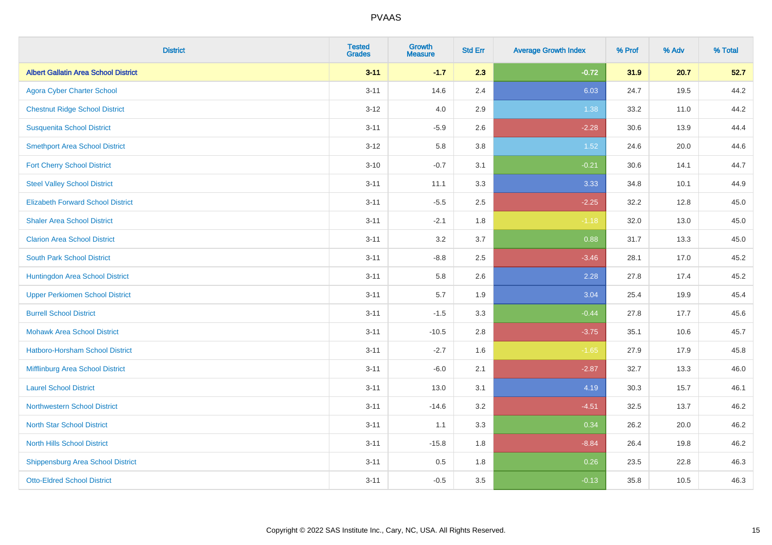| District | Tested Grades | Growth Measure | Std Err | Average Growth Index | % Prof | % Adv | % Total |
|---|---|---|---|---|---|---|---|
| **Albert Gallatin Area School District** | **3-11** | **-1.7** | **2.3** | **-0.72** | **31.9** | **20.7** | **52.7** |
| Agora Cyber Charter School | 3-11 | 14.6 | 2.4 | 6.03 | 24.7 | 19.5 | 44.2 |
| Chestnut Ridge School District | 3-12 | 4.0 | 2.9 | 1.38 | 33.2 | 11.0 | 44.2 |
| Susquenita School District | 3-11 | -5.9 | 2.6 | -2.28 | 30.6 | 13.9 | 44.4 |
| Smethport Area School District | 3-12 | 5.8 | 3.8 | 1.52 | 24.6 | 20.0 | 44.6 |
| Fort Cherry School District | 3-10 | -0.7 | 3.1 | -0.21 | 30.6 | 14.1 | 44.7 |
| Steel Valley School District | 3-11 | 11.1 | 3.3 | 3.33 | 34.8 | 10.1 | 44.9 |
| Elizabeth Forward School District | 3-11 | -5.5 | 2.5 | -2.25 | 32.2 | 12.8 | 45.0 |
| Shaler Area School District | 3-11 | -2.1 | 1.8 | -1.18 | 32.0 | 13.0 | 45.0 |
| Clarion Area School District | 3-11 | 3.2 | 3.7 | 0.88 | 31.7 | 13.3 | 45.0 |
| South Park School District | 3-11 | -8.8 | 2.5 | -3.46 | 28.1 | 17.0 | 45.2 |
| Huntingdon Area School District | 3-11 | 5.8 | 2.6 | 2.28 | 27.8 | 17.4 | 45.2 |
| Upper Perkiomen School District | 3-11 | 5.7 | 1.9 | 3.04 | 25.4 | 19.9 | 45.4 |
| Burrell School District | 3-11 | -1.5 | 3.3 | -0.44 | 27.8 | 17.7 | 45.6 |
| Mohawk Area School District | 3-11 | -10.5 | 2.8 | -3.75 | 35.1 | 10.6 | 45.7 |
| Hatboro-Horsham School District | 3-11 | -2.7 | 1.6 | -1.65 | 27.9 | 17.9 | 45.8 |
| Mifflinburg Area School District | 3-11 | -6.0 | 2.1 | -2.87 | 32.7 | 13.3 | 46.0 |
| Laurel School District | 3-11 | 13.0 | 3.1 | 4.19 | 30.3 | 15.7 | 46.1 |
| Northwestern School District | 3-11 | -14.6 | 3.2 | -4.51 | 32.5 | 13.7 | 46.2 |
| North Star School District | 3-11 | 1.1 | 3.3 | 0.34 | 26.2 | 20.0 | 46.2 |
| North Hills School District | 3-11 | -15.8 | 1.8 | -8.84 | 26.4 | 19.8 | 46.2 |
| Shippensburg Area School District | 3-11 | 0.5 | 1.8 | 0.26 | 23.5 | 22.8 | 46.3 |
| Otto-Eldred School District | 3-11 | -0.5 | 3.5 | -0.13 | 35.8 | 10.5 | 46.3 |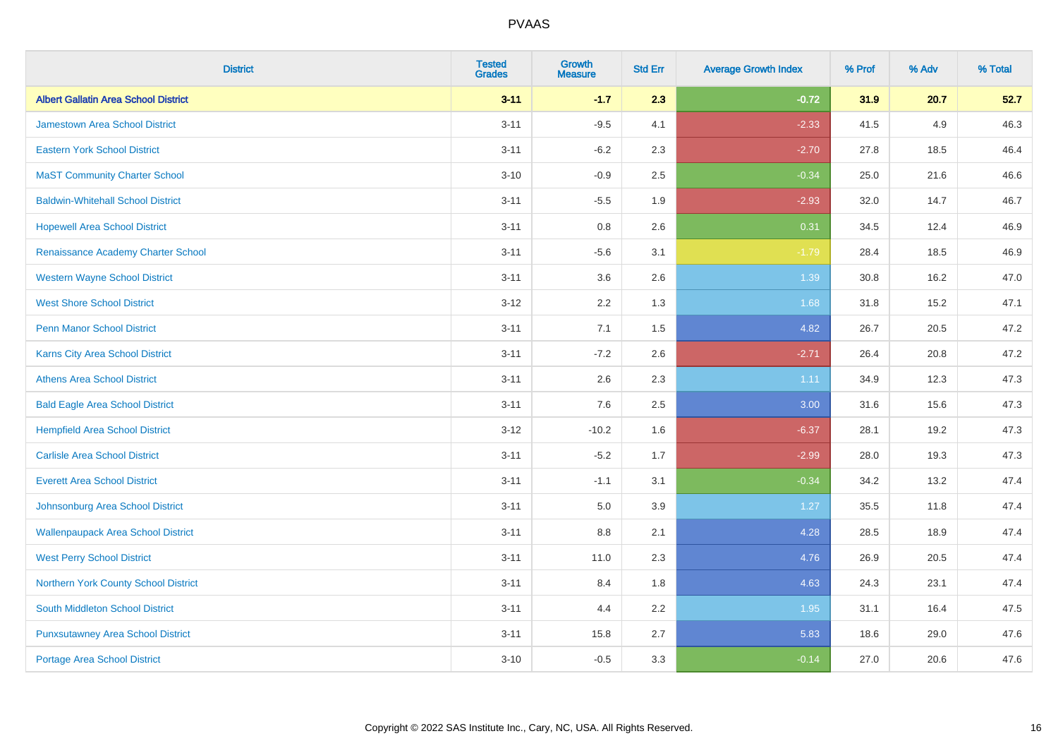| District | Tested Grades | Growth Measure | Std Err | Average Growth Index | % Prof | % Adv | % Total |
|---|---|---|---|---|---|---|---|
| **Albert Gallatin Area School District** | **3-11** | **-1.7** | **2.3** | **-0.72** | **31.9** | **20.7** | **52.7** |
| Jamestown Area School District | 3-11 | -9.5 | 4.1 | -2.33 | 41.5 | 4.9 | 46.3 |
| Eastern York School District | 3-11 | -6.2 | 2.3 | -2.70 | 27.8 | 18.5 | 46.4 |
| MaST Community Charter School | 3-10 | -0.9 | 2.5 | -0.34 | 25.0 | 21.6 | 46.6 |
| Baldwin-Whitehall School District | 3-11 | -5.5 | 1.9 | -2.93 | 32.0 | 14.7 | 46.7 |
| Hopewell Area School District | 3-11 | 0.8 | 2.6 | 0.31 | 34.5 | 12.4 | 46.9 |
| Renaissance Academy Charter School | 3-11 | -5.6 | 3.1 | -1.79 | 28.4 | 18.5 | 46.9 |
| Western Wayne School District | 3-11 | 3.6 | 2.6 | 1.39 | 30.8 | 16.2 | 47.0 |
| West Shore School District | 3-12 | 2.2 | 1.3 | 1.68 | 31.8 | 15.2 | 47.1 |
| Penn Manor School District | 3-11 | 7.1 | 1.5 | 4.82 | 26.7 | 20.5 | 47.2 |
| Karns City Area School District | 3-11 | -7.2 | 2.6 | -2.71 | 26.4 | 20.8 | 47.2 |
| Athens Area School District | 3-11 | 2.6 | 2.3 | 1.11 | 34.9 | 12.3 | 47.3 |
| Bald Eagle Area School District | 3-11 | 7.6 | 2.5 | 3.00 | 31.6 | 15.6 | 47.3 |
| Hempfield Area School District | 3-12 | -10.2 | 1.6 | -6.37 | 28.1 | 19.2 | 47.3 |
| Carlisle Area School District | 3-11 | -5.2 | 1.7 | -2.99 | 28.0 | 19.3 | 47.3 |
| Everett Area School District | 3-11 | -1.1 | 3.1 | -0.34 | 34.2 | 13.2 | 47.4 |
| Johnsonburg Area School District | 3-11 | 5.0 | 3.9 | 1.27 | 35.5 | 11.8 | 47.4 |
| Wallenpaupack Area School District | 3-11 | 8.8 | 2.1 | 4.28 | 28.5 | 18.9 | 47.4 |
| West Perry School District | 3-11 | 11.0 | 2.3 | 4.76 | 26.9 | 20.5 | 47.4 |
| Northern York County School District | 3-11 | 8.4 | 1.8 | 4.63 | 24.3 | 23.1 | 47.4 |
| South Middleton School District | 3-11 | 4.4 | 2.2 | 1.95 | 31.1 | 16.4 | 47.5 |
| Punxsutawney Area School District | 3-11 | 15.8 | 2.7 | 5.83 | 18.6 | 29.0 | 47.6 |
| Portage Area School District | 3-10 | -0.5 | 3.3 | -0.14 | 27.0 | 20.6 | 47.6 |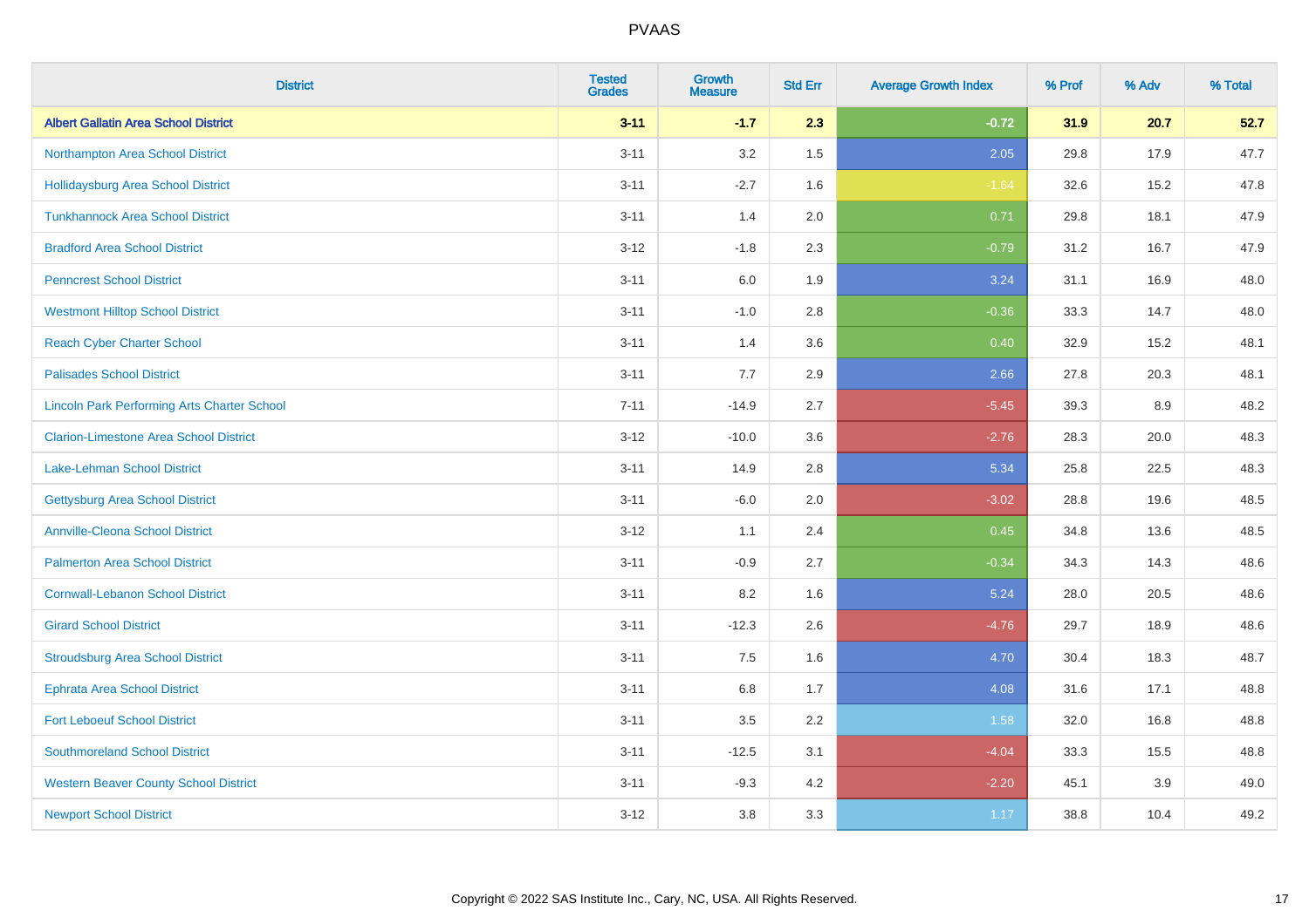# PVAAS

| District | Tested Grades | Growth Measure | Std Err | Average Growth Index | % Prof | % Adv | % Total |
|---|---|---|---|---|---|---|---|
| **Albert Gallatin Area School District** | **3-11** | **-1.7** | **2.3** | **-0.72** | **31.9** | **20.7** | **52.7** |
| Northampton Area School District | 3-11 | 3.2 | 1.5 | 2.05 | 29.8 | 17.9 | 47.7 |
| Hollidaysburg Area School District | 3-11 | -2.7 | 1.6 | -1.64 | 32.6 | 15.2 | 47.8 |
| Tunkhannock Area School District | 3-11 | 1.4 | 2.0 | 0.71 | 29.8 | 18.1 | 47.9 |
| Bradford Area School District | 3-12 | -1.8 | 2.3 | -0.79 | 31.2 | 16.7 | 47.9 |
| Penncrest School District | 3-11 | 6.0 | 1.9 | 3.24 | 31.1 | 16.9 | 48.0 |
| Westmont Hilltop School District | 3-11 | -1.0 | 2.8 | -0.36 | 33.3 | 14.7 | 48.0 |
| Reach Cyber Charter School | 3-11 | 1.4 | 3.6 | 0.40 | 32.9 | 15.2 | 48.1 |
| Palisades School District | 3-11 | 7.7 | 2.9 | 2.66 | 27.8 | 20.3 | 48.1 |
| Lincoln Park Performing Arts Charter School | 7-11 | -14.9 | 2.7 | -5.45 | 39.3 | 8.9 | 48.2 |
| Clarion-Limestone Area School District | 3-12 | -10.0 | 3.6 | -2.76 | 28.3 | 20.0 | 48.3 |
| Lake-Lehman School District | 3-11 | 14.9 | 2.8 | 5.34 | 25.8 | 22.5 | 48.3 |
| Gettysburg Area School District | 3-11 | -6.0 | 2.0 | -3.02 | 28.8 | 19.6 | 48.5 |
| Annville-Cleona School District | 3-12 | 1.1 | 2.4 | 0.45 | 34.8 | 13.6 | 48.5 |
| Palmerton Area School District | 3-11 | -0.9 | 2.7 | -0.34 | 34.3 | 14.3 | 48.6 |
| Cornwall-Lebanon School District | 3-11 | 8.2 | 1.6 | 5.24 | 28.0 | 20.5 | 48.6 |
| Girard School District | 3-11 | -12.3 | 2.6 | -4.76 | 29.7 | 18.9 | 48.6 |
| Stroudsburg Area School District | 3-11 | 7.5 | 1.6 | 4.70 | 30.4 | 18.3 | 48.7 |
| Ephrata Area School District | 3-11 | 6.8 | 1.7 | 4.08 | 31.6 | 17.1 | 48.8 |
| Fort Leboeuf School District | 3-11 | 3.5 | 2.2 | 1.58 | 32.0 | 16.8 | 48.8 |
| Southmoreland School District | 3-11 | -12.5 | 3.1 | -4.04 | 33.3 | 15.5 | 48.8 |
| Western Beaver County School District | 3-11 | -9.3 | 4.2 | -2.20 | 45.1 | 3.9 | 49.0 |
| Newport School District | 3-12 | 3.8 | 3.3 | 1.17 | 38.8 | 10.4 | 49.2 |

Copyright © 2022 SAS Institute Inc., Cary, NC, USA. All Rights Reserved.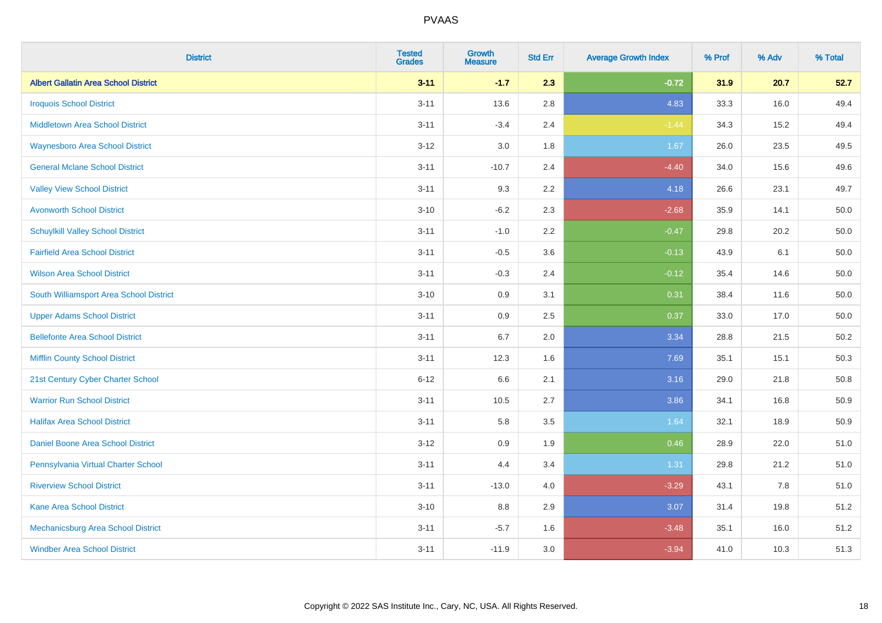# PVAAS

| District | Tested Grades | Growth Measure | Std Err | Average Growth Index | % Prof | % Adv | % Total |
|---|---|---|---|---|---|---|---|
| **Albert Gallatin Area School District** | **3-11** | **-1.7** | **2.3** | **-0.72** | **31.9** | **20.7** | **52.7** |
| Iroquois School District | 3-11 | 13.6 | 2.8 | 4.83 | 33.3 | 16.0 | 49.4 |
| Middletown Area School District | 3-11 | -3.4 | 2.4 | -1.44 | 34.3 | 15.2 | 49.4 |
| Waynesboro Area School District | 3-12 | 3.0 | 1.8 | 1.67 | 26.0 | 23.5 | 49.5 |
| General Mclane School District | 3-11 | -10.7 | 2.4 | -4.40 | 34.0 | 15.6 | 49.6 |
| Valley View School District | 3-11 | 9.3 | 2.2 | 4.18 | 26.6 | 23.1 | 49.7 |
| Avonworth School District | 3-10 | -6.2 | 2.3 | -2.68 | 35.9 | 14.1 | 50.0 |
| Schuylkill Valley School District | 3-11 | -1.0 | 2.2 | -0.47 | 29.8 | 20.2 | 50.0 |
| Fairfield Area School District | 3-11 | -0.5 | 3.6 | -0.13 | 43.9 | 6.1 | 50.0 |
| Wilson Area School District | 3-11 | -0.3 | 2.4 | -0.12 | 35.4 | 14.6 | 50.0 |
| South Williamsport Area School District | 3-10 | 0.9 | 3.1 | 0.31 | 38.4 | 11.6 | 50.0 |
| Upper Adams School District | 3-11 | 0.9 | 2.5 | 0.37 | 33.0 | 17.0 | 50.0 |
| Bellefonte Area School District | 3-11 | 6.7 | 2.0 | 3.34 | 28.8 | 21.5 | 50.2 |
| Mifflin County School District | 3-11 | 12.3 | 1.6 | 7.69 | 35.1 | 15.1 | 50.3 |
| 21st Century Cyber Charter School | 6-12 | 6.6 | 2.1 | 3.16 | 29.0 | 21.8 | 50.8 |
| Warrior Run School District | 3-11 | 10.5 | 2.7 | 3.86 | 34.1 | 16.8 | 50.9 |
| Halifax Area School District | 3-11 | 5.8 | 3.5 | 1.64 | 32.1 | 18.9 | 50.9 |
| Daniel Boone Area School District | 3-12 | 0.9 | 1.9 | 0.46 | 28.9 | 22.0 | 51.0 |
| Pennsylvania Virtual Charter School | 3-11 | 4.4 | 3.4 | 1.31 | 29.8 | 21.2 | 51.0 |
| Riverview School District | 3-11 | -13.0 | 4.0 | -3.29 | 43.1 | 7.8 | 51.0 |
| Kane Area School District | 3-10 | 8.8 | 2.9 | 3.07 | 31.4 | 19.8 | 51.2 |
| Mechanicsburg Area School District | 3-11 | -5.7 | 1.6 | -3.48 | 35.1 | 16.0 | 51.2 |
| Windber Area School District | 3-11 | -11.9 | 3.0 | -3.94 | 41.0 | 10.3 | 51.3 |

Copyright © 2022 SAS Institute Inc., Cary, NC, USA. All Rights Reserved.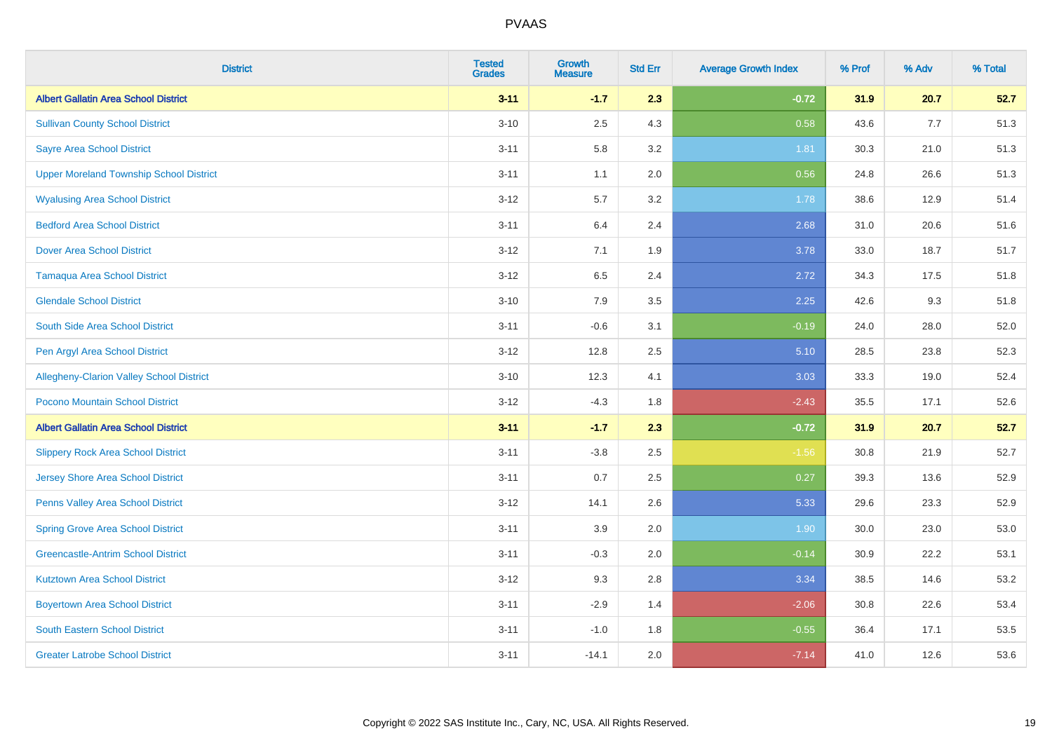| District | Tested Grades | Growth Measure | Std Err | Average Growth Index | % Prof | % Adv | % Total |
|---|---|---|---|---|---|---|---|
| **Albert Gallatin Area School District** | **3-11** | **-1.7** | **2.3** | **-0.72** | **31.9** | **20.7** | **52.7** |
| Sullivan County School District | 3-10 | 2.5 | 4.3 | 0.58 | 43.6 | 7.7 | 51.3 |
| Sayre Area School District | 3-11 | 5.8 | 3.2 | 1.81 | 30.3 | 21.0 | 51.3 |
| Upper Moreland Township School District | 3-11 | 1.1 | 2.0 | 0.56 | 24.8 | 26.6 | 51.3 |
| Wyalusing Area School District | 3-12 | 5.7 | 3.2 | 1.78 | 38.6 | 12.9 | 51.4 |
| Bedford Area School District | 3-11 | 6.4 | 2.4 | 2.68 | 31.0 | 20.6 | 51.6 |
| Dover Area School District | 3-12 | 7.1 | 1.9 | 3.78 | 33.0 | 18.7 | 51.7 |
| Tamaqua Area School District | 3-12 | 6.5 | 2.4 | 2.72 | 34.3 | 17.5 | 51.8 |
| Glendale School District | 3-10 | 7.9 | 3.5 | 2.25 | 42.6 | 9.3 | 51.8 |
| South Side Area School District | 3-11 | -0.6 | 3.1 | -0.19 | 24.0 | 28.0 | 52.0 |
| Pen Argyl Area School District | 3-12 | 12.8 | 2.5 | 5.10 | 28.5 | 23.8 | 52.3 |
| Allegheny-Clarion Valley School District | 3-10 | 12.3 | 4.1 | 3.03 | 33.3 | 19.0 | 52.4 |
| Pocono Mountain School District | 3-12 | -4.3 | 1.8 | -2.43 | 35.5 | 17.1 | 52.6 |
| **Albert Gallatin Area School District** | **3-11** | **-1.7** | **2.3** | **-0.72** | **31.9** | **20.7** | **52.7** |
| Slippery Rock Area School District | 3-11 | -3.8 | 2.5 | -1.56 | 30.8 | 21.9 | 52.7 |
| Jersey Shore Area School District | 3-11 | 0.7 | 2.5 | 0.27 | 39.3 | 13.6 | 52.9 |
| Penns Valley Area School District | 3-12 | 14.1 | 2.6 | 5.33 | 29.6 | 23.3 | 52.9 |
| Spring Grove Area School District | 3-11 | 3.9 | 2.0 | 1.90 | 30.0 | 23.0 | 53.0 |
| Greencastle-Antrim School District | 3-11 | -0.3 | 2.0 | -0.14 | 30.9 | 22.2 | 53.1 |
| Kutztown Area School District | 3-12 | 9.3 | 2.8 | 3.34 | 38.5 | 14.6 | 53.2 |
| Boyertown Area School District | 3-11 | -2.9 | 1.4 | -2.06 | 30.8 | 22.6 | 53.4 |
| South Eastern School District | 3-11 | -1.0 | 1.8 | -0.55 | 36.4 | 17.1 | 53.5 |
| Greater Latrobe School District | 3-11 | -14.1 | 2.0 | -7.14 | 41.0 | 12.6 | 53.6 |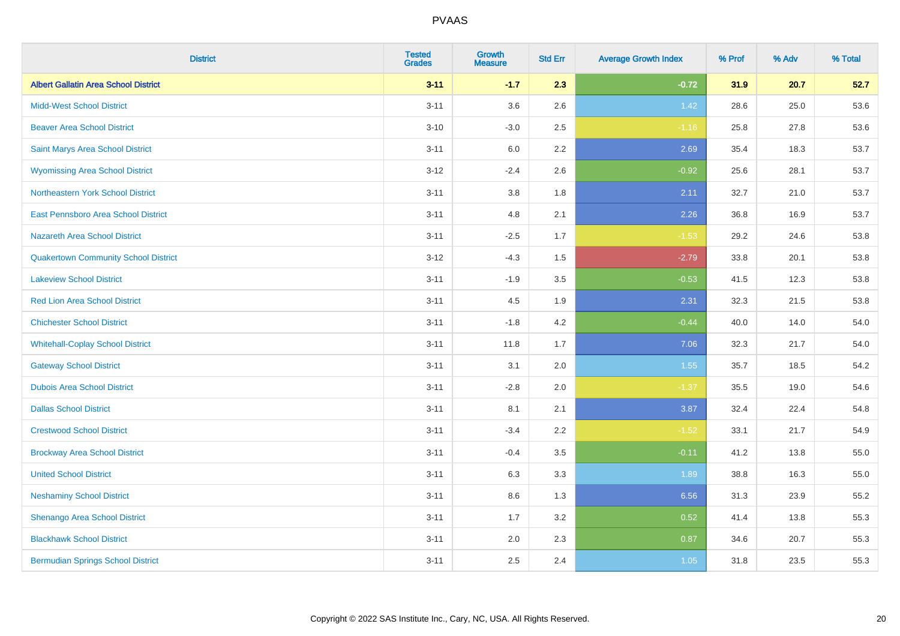# PVAAS

| District | Tested Grades | Growth Measure | Std Err | Average Growth Index | % Prof | % Adv | % Total |
|---|---|---|---|---|---|---|---|
| **Albert Gallatin Area School District** | **3-11** | **-1.7** | **2.3** | **-0.72** | **31.9** | **20.7** | **52.7** |
| Midd-West School District | 3-11 | 3.6 | 2.6 | 1.42 | 28.6 | 25.0 | 53.6 |
| Beaver Area School District | 3-10 | -3.0 | 2.5 | -1.16 | 25.8 | 27.8 | 53.6 |
| Saint Marys Area School District | 3-11 | 6.0 | 2.2 | 2.69 | 35.4 | 18.3 | 53.7 |
| Wyomissing Area School District | 3-12 | -2.4 | 2.6 | -0.92 | 25.6 | 28.1 | 53.7 |
| Northeastern York School District | 3-11 | 3.8 | 1.8 | 2.11 | 32.7 | 21.0 | 53.7 |
| East Pennsboro Area School District | 3-11 | 4.8 | 2.1 | 2.26 | 36.8 | 16.9 | 53.7 |
| Nazareth Area School District | 3-11 | -2.5 | 1.7 | -1.53 | 29.2 | 24.6 | 53.8 |
| Quakertown Community School District | 3-12 | -4.3 | 1.5 | -2.79 | 33.8 | 20.1 | 53.8 |
| Lakeview School District | 3-11 | -1.9 | 3.5 | -0.53 | 41.5 | 12.3 | 53.8 |
| Red Lion Area School District | 3-11 | 4.5 | 1.9 | 2.31 | 32.3 | 21.5 | 53.8 |
| Chichester School District | 3-11 | -1.8 | 4.2 | -0.44 | 40.0 | 14.0 | 54.0 |
| Whitehall-Coplay School District | 3-11 | 11.8 | 1.7 | 7.06 | 32.3 | 21.7 | 54.0 |
| Gateway School District | 3-11 | 3.1 | 2.0 | 1.55 | 35.7 | 18.5 | 54.2 |
| Dubois Area School District | 3-11 | -2.8 | 2.0 | -1.37 | 35.5 | 19.0 | 54.6 |
| Dallas School District | 3-11 | 8.1 | 2.1 | 3.87 | 32.4 | 22.4 | 54.8 |
| Crestwood School District | 3-11 | -3.4 | 2.2 | -1.52 | 33.1 | 21.7 | 54.9 |
| Brockway Area School District | 3-11 | -0.4 | 3.5 | -0.11 | 41.2 | 13.8 | 55.0 |
| United School District | 3-11 | 6.3 | 3.3 | 1.89 | 38.8 | 16.3 | 55.0 |
| Neshaminy School District | 3-11 | 8.6 | 1.3 | 6.56 | 31.3 | 23.9 | 55.2 |
| Shenango Area School District | 3-11 | 1.7 | 3.2 | 0.52 | 41.4 | 13.8 | 55.3 |
| Blackhawk School District | 3-11 | 2.0 | 2.3 | 0.87 | 34.6 | 20.7 | 55.3 |
| Bermudian Springs School District | 3-11 | 2.5 | 2.4 | 1.05 | 31.8 | 23.5 | 55.3 |

Copyright © 2022 SAS Institute Inc., Cary, NC, USA. All Rights Reserved.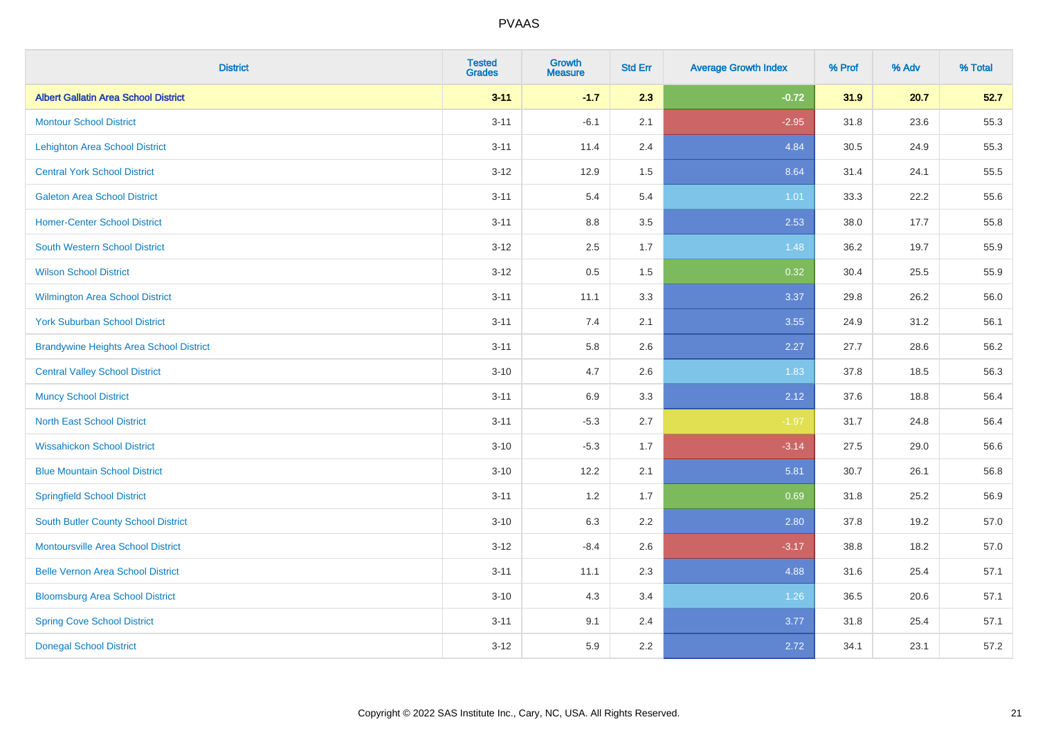PVAAS

| District | Tested Grades | Growth Measure | Std Err | Average Growth Index | % Prof | % Adv | % Total |
|---|---|---|---|---|---|---|---|
| **Albert Gallatin Area School District** | **3-11** | **-1.7** | **2.3** | **-0.72** | **31.9** | **20.7** | **52.7** |
| Montour School District | 3-11 | -6.1 | 2.1 | -2.95 | 31.8 | 23.6 | 55.3 |
| Lehighton Area School District | 3-11 | 11.4 | 2.4 | 4.84 | 30.5 | 24.9 | 55.3 |
| Central York School District | 3-12 | 12.9 | 1.5 | 8.64 | 31.4 | 24.1 | 55.5 |
| Galeton Area School District | 3-11 | 5.4 | 5.4 | 1.01 | 33.3 | 22.2 | 55.6 |
| Homer-Center School District | 3-11 | 8.8 | 3.5 | 2.53 | 38.0 | 17.7 | 55.8 |
| South Western School District | 3-12 | 2.5 | 1.7 | 1.48 | 36.2 | 19.7 | 55.9 |
| Wilson School District | 3-12 | 0.5 | 1.5 | 0.32 | 30.4 | 25.5 | 55.9 |
| Wilmington Area School District | 3-11 | 11.1 | 3.3 | 3.37 | 29.8 | 26.2 | 56.0 |
| York Suburban School District | 3-11 | 7.4 | 2.1 | 3.55 | 24.9 | 31.2 | 56.1 |
| Brandywine Heights Area School District | 3-11 | 5.8 | 2.6 | 2.27 | 27.7 | 28.6 | 56.2 |
| Central Valley School District | 3-10 | 4.7 | 2.6 | 1.83 | 37.8 | 18.5 | 56.3 |
| Muncy School District | 3-11 | 6.9 | 3.3 | 2.12 | 37.6 | 18.8 | 56.4 |
| North East School District | 3-11 | -5.3 | 2.7 | -1.97 | 31.7 | 24.8 | 56.4 |
| Wissahickon School District | 3-10 | -5.3 | 1.7 | -3.14 | 27.5 | 29.0 | 56.6 |
| Blue Mountain School District | 3-10 | 12.2 | 2.1 | 5.81 | 30.7 | 26.1 | 56.8 |
| Springfield School District | 3-11 | 1.2 | 1.7 | 0.69 | 31.8 | 25.2 | 56.9 |
| South Butler County School District | 3-10 | 6.3 | 2.2 | 2.80 | 37.8 | 19.2 | 57.0 |
| Montoursville Area School District | 3-12 | -8.4 | 2.6 | -3.17 | 38.8 | 18.2 | 57.0 |
| Belle Vernon Area School District | 3-11 | 11.1 | 2.3 | 4.88 | 31.6 | 25.4 | 57.1 |
| Bloomsburg Area School District | 3-10 | 4.3 | 3.4 | 1.26 | 36.5 | 20.6 | 57.1 |
| Spring Cove School District | 3-11 | 9.1 | 2.4 | 3.77 | 31.8 | 25.4 | 57.1 |
| Donegal School District | 3-12 | 5.9 | 2.2 | 2.72 | 34.1 | 23.1 | 57.2 |

Copyright © 2022 SAS Institute Inc., Cary, NC, USA. All Rights Reserved.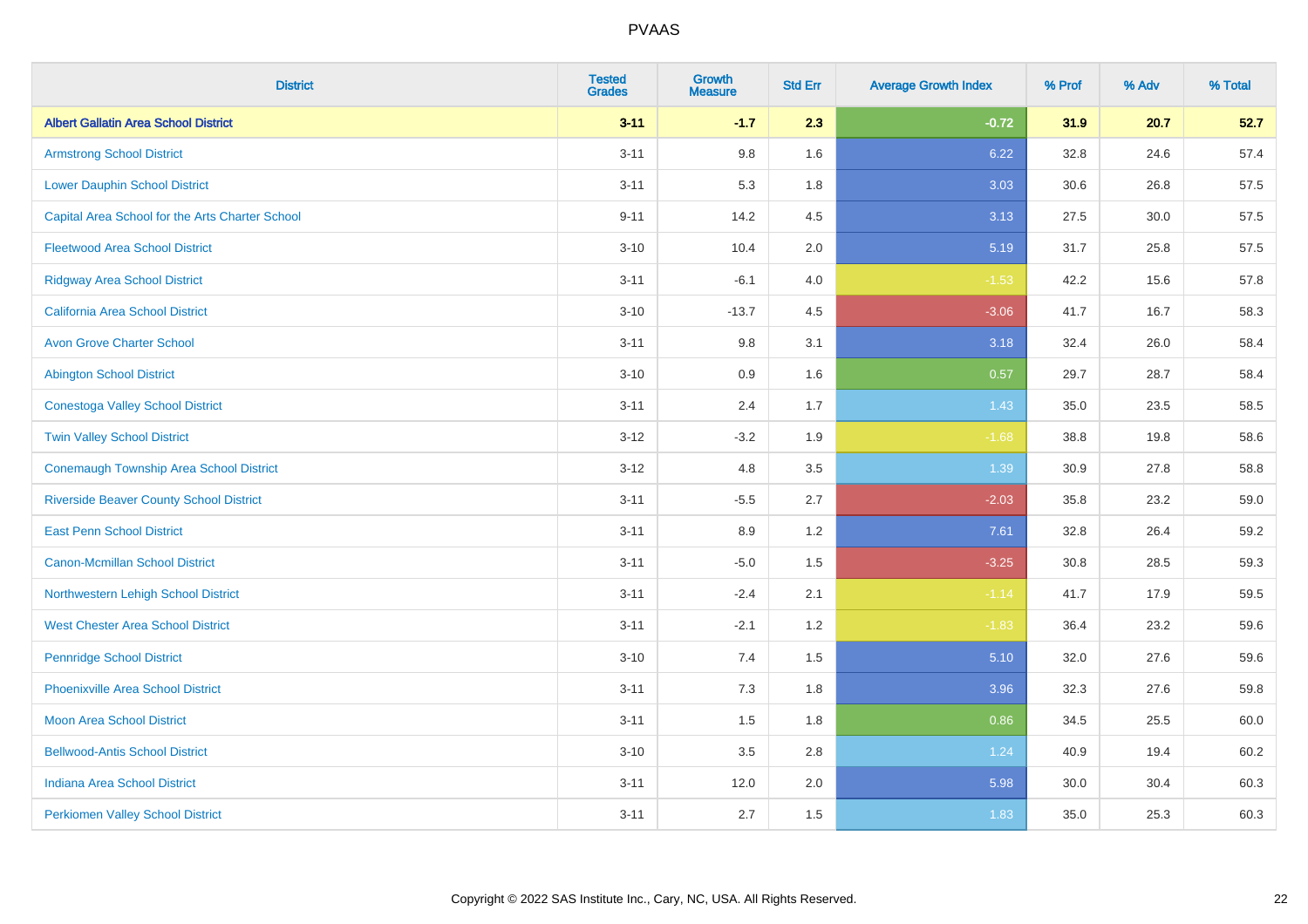| District | Tested Grades | Growth Measure | Std Err | Average Growth Index | % Prof | % Adv | % Total |
|---|---|---|---|---|---|---|---|
| **Albert Gallatin Area School District** | **3-11** | **-1.7** | **2.3** | **-0.72** | **31.9** | **20.7** | **52.7** |
| Armstrong School District | 3-11 | 9.8 | 1.6 | 6.22 | 32.8 | 24.6 | 57.4 |
| Lower Dauphin School District | 3-11 | 5.3 | 1.8 | 3.03 | 30.6 | 26.8 | 57.5 |
| Capital Area School for the Arts Charter School | 9-11 | 14.2 | 4.5 | 3.13 | 27.5 | 30.0 | 57.5 |
| Fleetwood Area School District | 3-10 | 10.4 | 2.0 | 5.19 | 31.7 | 25.8 | 57.5 |
| Ridgway Area School District | 3-11 | -6.1 | 4.0 | -1.53 | 42.2 | 15.6 | 57.8 |
| California Area School District | 3-10 | -13.7 | 4.5 | -3.06 | 41.7 | 16.7 | 58.3 |
| Avon Grove Charter School | 3-11 | 9.8 | 3.1 | 3.18 | 32.4 | 26.0 | 58.4 |
| Abington School District | 3-10 | 0.9 | 1.6 | 0.57 | 29.7 | 28.7 | 58.4 |
| Conestoga Valley School District | 3-11 | 2.4 | 1.7 | 1.43 | 35.0 | 23.5 | 58.5 |
| Twin Valley School District | 3-12 | -3.2 | 1.9 | -1.68 | 38.8 | 19.8 | 58.6 |
| Conemaugh Township Area School District | 3-12 | 4.8 | 3.5 | 1.39 | 30.9 | 27.8 | 58.8 |
| Riverside Beaver County School District | 3-11 | -5.5 | 2.7 | -2.03 | 35.8 | 23.2 | 59.0 |
| East Penn School District | 3-11 | 8.9 | 1.2 | 7.61 | 32.8 | 26.4 | 59.2 |
| Canon-Mcmillan School District | 3-11 | -5.0 | 1.5 | -3.25 | 30.8 | 28.5 | 59.3 |
| Northwestern Lehigh School District | 3-11 | -2.4 | 2.1 | -1.14 | 41.7 | 17.9 | 59.5 |
| West Chester Area School District | 3-11 | -2.1 | 1.2 | -1.83 | 36.4 | 23.2 | 59.6 |
| Pennridge School District | 3-10 | 7.4 | 1.5 | 5.10 | 32.0 | 27.6 | 59.6 |
| Phoenixville Area School District | 3-11 | 7.3 | 1.8 | 3.96 | 32.3 | 27.6 | 59.8 |
| Moon Area School District | 3-11 | 1.5 | 1.8 | 0.86 | 34.5 | 25.5 | 60.0 |
| Bellwood-Antis School District | 3-10 | 3.5 | 2.8 | 1.24 | 40.9 | 19.4 | 60.2 |
| Indiana Area School District | 3-11 | 12.0 | 2.0 | 5.98 | 30.0 | 30.4 | 60.3 |
| Perkiomen Valley School District | 3-11 | 2.7 | 1.5 | 1.83 | 35.0 | 25.3 | 60.3 |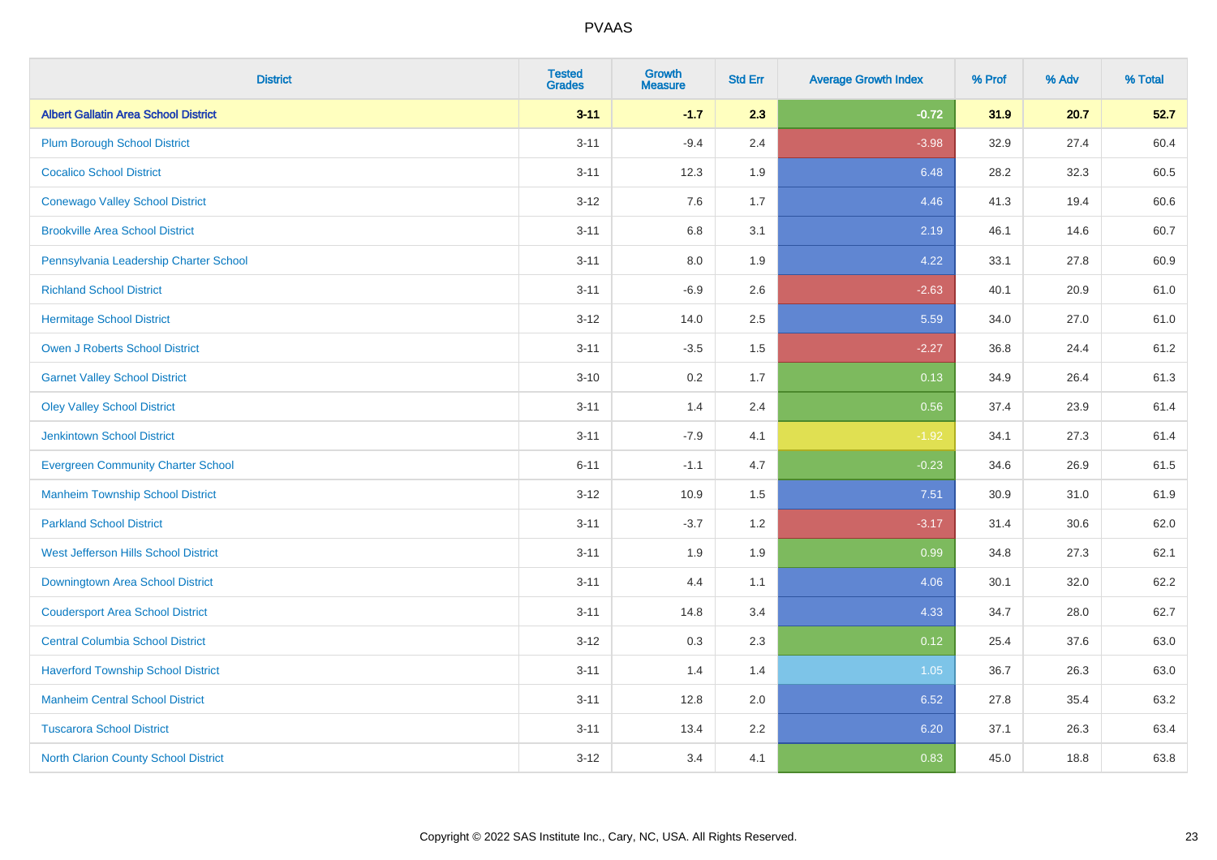# PVAAS

| District | Tested Grades | Growth Measure | Std Err | Average Growth Index | % Prof | % Adv | % Total |
|---|---|---|---|---|---|---|---|
| **Albert Gallatin Area School District** | **3-11** | **-1.7** | **2.3** | **-0.72** | **31.9** | **20.7** | **52.7** |
| Plum Borough School District | 3-11 | -9.4 | 2.4 | -3.98 | 32.9 | 27.4 | 60.4 |
| Cocalico School District | 3-11 | 12.3 | 1.9 | 6.48 | 28.2 | 32.3 | 60.5 |
| Conewago Valley School District | 3-12 | 7.6 | 1.7 | 4.46 | 41.3 | 19.4 | 60.6 |
| Brookville Area School District | 3-11 | 6.8 | 3.1 | 2.19 | 46.1 | 14.6 | 60.7 |
| Pennsylvania Leadership Charter School | 3-11 | 8.0 | 1.9 | 4.22 | 33.1 | 27.8 | 60.9 |
| Richland School District | 3-11 | -6.9 | 2.6 | -2.63 | 40.1 | 20.9 | 61.0 |
| Hermitage School District | 3-12 | 14.0 | 2.5 | 5.59 | 34.0 | 27.0 | 61.0 |
| Owen J Roberts School District | 3-11 | -3.5 | 1.5 | -2.27 | 36.8 | 24.4 | 61.2 |
| Garnet Valley School District | 3-10 | 0.2 | 1.7 | 0.13 | 34.9 | 26.4 | 61.3 |
| Oley Valley School District | 3-11 | 1.4 | 2.4 | 0.56 | 37.4 | 23.9 | 61.4 |
| Jenkintown School District | 3-11 | -7.9 | 4.1 | -1.92 | 34.1 | 27.3 | 61.4 |
| Evergreen Community Charter School | 6-11 | -1.1 | 4.7 | -0.23 | 34.6 | 26.9 | 61.5 |
| Manheim Township School District | 3-12 | 10.9 | 1.5 | 7.51 | 30.9 | 31.0 | 61.9 |
| Parkland School District | 3-11 | -3.7 | 1.2 | -3.17 | 31.4 | 30.6 | 62.0 |
| West Jefferson Hills School District | 3-11 | 1.9 | 1.9 | 0.99 | 34.8 | 27.3 | 62.1 |
| Downingtown Area School District | 3-11 | 4.4 | 1.1 | 4.06 | 30.1 | 32.0 | 62.2 |
| Coudersport Area School District | 3-11 | 14.8 | 3.4 | 4.33 | 34.7 | 28.0 | 62.7 |
| Central Columbia School District | 3-12 | 0.3 | 2.3 | 0.12 | 25.4 | 37.6 | 63.0 |
| Haverford Township School District | 3-11 | 1.4 | 1.4 | 1.05 | 36.7 | 26.3 | 63.0 |
| Manheim Central School District | 3-11 | 12.8 | 2.0 | 6.52 | 27.8 | 35.4 | 63.2 |
| Tuscarora School District | 3-11 | 13.4 | 2.2 | 6.20 | 37.1 | 26.3 | 63.4 |
| North Clarion County School District | 3-12 | 3.4 | 4.1 | 0.83 | 45.0 | 18.8 | 63.8 |

Copyright © 2022 SAS Institute Inc., Cary, NC, USA. All Rights Reserved.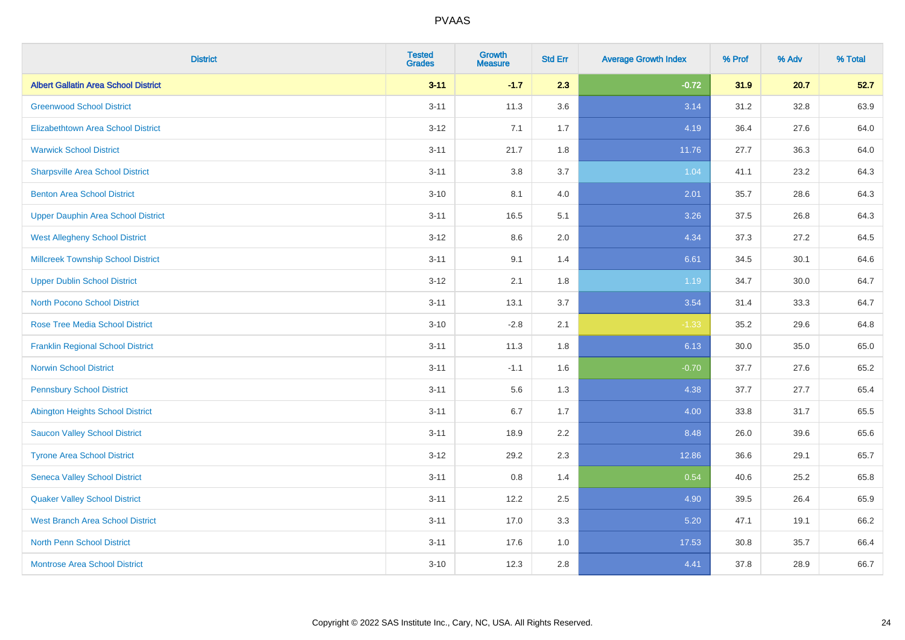| District | Tested Grades | Growth Measure | Std Err | Average Growth Index | % Prof | % Adv | % Total |
|---|---|---|---|---|---|---|---|
| **Albert Gallatin Area School District** | **3-11** | **-1.7** | **2.3** | **-0.72** | **31.9** | **20.7** | **52.7** |
| Greenwood School District | 3-11 | 11.3 | 3.6 | 3.14 | 31.2 | 32.8 | 63.9 |
| Elizabethtown Area School District | 3-12 | 7.1 | 1.7 | 4.19 | 36.4 | 27.6 | 64.0 |
| Warwick School District | 3-11 | 21.7 | 1.8 | 11.76 | 27.7 | 36.3 | 64.0 |
| Sharpsville Area School District | 3-11 | 3.8 | 3.7 | 1.04 | 41.1 | 23.2 | 64.3 |
| Benton Area School District | 3-10 | 8.1 | 4.0 | 2.01 | 35.7 | 28.6 | 64.3 |
| Upper Dauphin Area School District | 3-11 | 16.5 | 5.1 | 3.26 | 37.5 | 26.8 | 64.3 |
| West Allegheny School District | 3-12 | 8.6 | 2.0 | 4.34 | 37.3 | 27.2 | 64.5 |
| Millcreek Township School District | 3-11 | 9.1 | 1.4 | 6.61 | 34.5 | 30.1 | 64.6 |
| Upper Dublin School District | 3-12 | 2.1 | 1.8 | 1.19 | 34.7 | 30.0 | 64.7 |
| North Pocono School District | 3-11 | 13.1 | 3.7 | 3.54 | 31.4 | 33.3 | 64.7 |
| Rose Tree Media School District | 3-10 | -2.8 | 2.1 | -1.33 | 35.2 | 29.6 | 64.8 |
| Franklin Regional School District | 3-11 | 11.3 | 1.8 | 6.13 | 30.0 | 35.0 | 65.0 |
| Norwin School District | 3-11 | -1.1 | 1.6 | -0.70 | 37.7 | 27.6 | 65.2 |
| Pennsbury School District | 3-11 | 5.6 | 1.3 | 4.38 | 37.7 | 27.7 | 65.4 |
| Abington Heights School District | 3-11 | 6.7 | 1.7 | 4.00 | 33.8 | 31.7 | 65.5 |
| Saucon Valley School District | 3-11 | 18.9 | 2.2 | 8.48 | 26.0 | 39.6 | 65.6 |
| Tyrone Area School District | 3-12 | 29.2 | 2.3 | 12.86 | 36.6 | 29.1 | 65.7 |
| Seneca Valley School District | 3-11 | 0.8 | 1.4 | 0.54 | 40.6 | 25.2 | 65.8 |
| Quaker Valley School District | 3-11 | 12.2 | 2.5 | 4.90 | 39.5 | 26.4 | 65.9 |
| West Branch Area School District | 3-11 | 17.0 | 3.3 | 5.20 | 47.1 | 19.1 | 66.2 |
| North Penn School District | 3-11 | 17.6 | 1.0 | 17.53 | 30.8 | 35.7 | 66.4 |
| Montrose Area School District | 3-10 | 12.3 | 2.8 | 4.41 | 37.8 | 28.9 | 66.7 |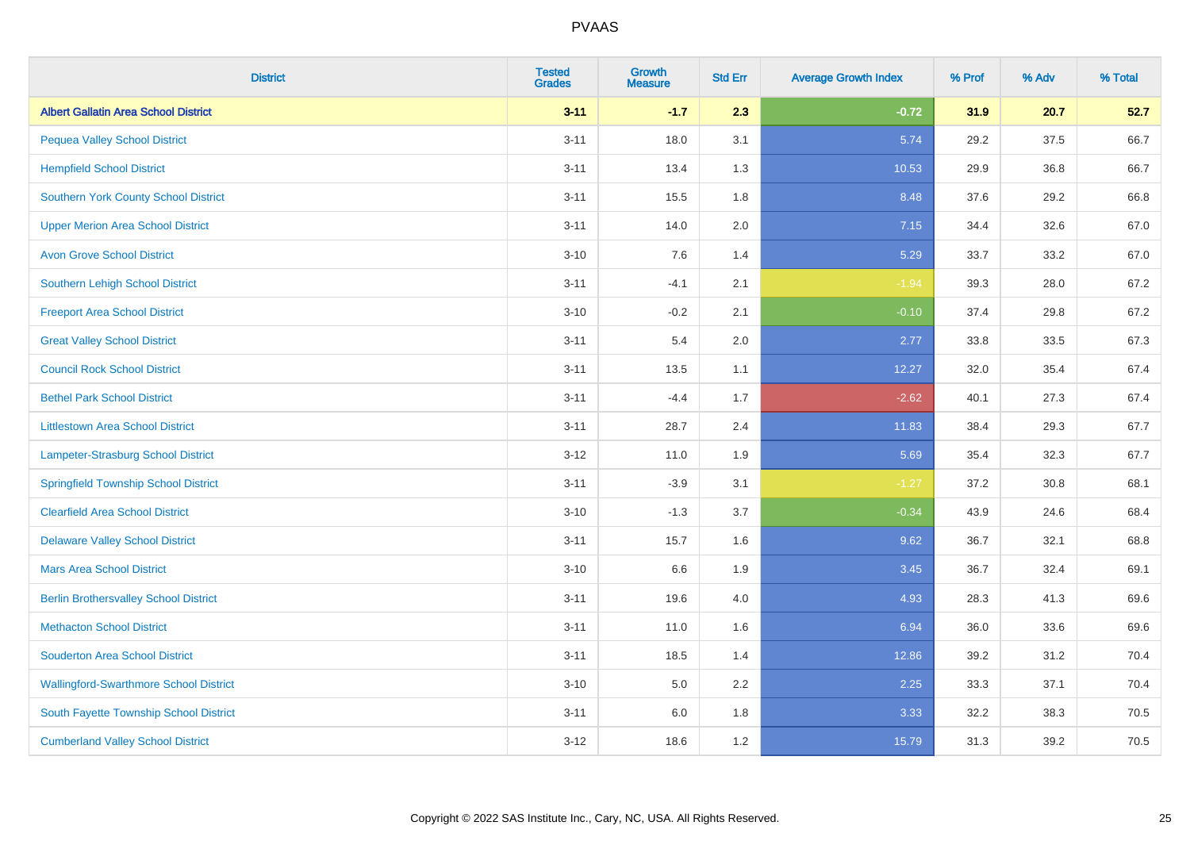| District | Tested Grades | Growth Measure | Std Err | Average Growth Index | % Prof | % Adv | % Total |
|---|---|---|---|---|---|---|---|
| **Albert Gallatin Area School District** | **3-11** | **-1.7** | **2.3** | **-0.72** | **31.9** | **20.7** | **52.7** |
| Pequea Valley School District | 3-11 | 18.0 | 3.1 | 5.74 | 29.2 | 37.5 | 66.7 |
| Hempfield School District | 3-11 | 13.4 | 1.3 | 10.53 | 29.9 | 36.8 | 66.7 |
| Southern York County School District | 3-11 | 15.5 | 1.8 | 8.48 | 37.6 | 29.2 | 66.8 |
| Upper Merion Area School District | 3-11 | 14.0 | 2.0 | 7.15 | 34.4 | 32.6 | 67.0 |
| Avon Grove School District | 3-10 | 7.6 | 1.4 | 5.29 | 33.7 | 33.2 | 67.0 |
| Southern Lehigh School District | 3-11 | -4.1 | 2.1 | -1.94 | 39.3 | 28.0 | 67.2 |
| Freeport Area School District | 3-10 | -0.2 | 2.1 | -0.10 | 37.4 | 29.8 | 67.2 |
| Great Valley School District | 3-11 | 5.4 | 2.0 | 2.77 | 33.8 | 33.5 | 67.3 |
| Council Rock School District | 3-11 | 13.5 | 1.1 | 12.27 | 32.0 | 35.4 | 67.4 |
| Bethel Park School District | 3-11 | -4.4 | 1.7 | -2.62 | 40.1 | 27.3 | 67.4 |
| Littlestown Area School District | 3-11 | 28.7 | 2.4 | 11.83 | 38.4 | 29.3 | 67.7 |
| Lampeter-Strasburg School District | 3-12 | 11.0 | 1.9 | 5.69 | 35.4 | 32.3 | 67.7 |
| Springfield Township School District | 3-11 | -3.9 | 3.1 | -1.27 | 37.2 | 30.8 | 68.1 |
| Clearfield Area School District | 3-10 | -1.3 | 3.7 | -0.34 | 43.9 | 24.6 | 68.4 |
| Delaware Valley School District | 3-11 | 15.7 | 1.6 | 9.62 | 36.7 | 32.1 | 68.8 |
| Mars Area School District | 3-10 | 6.6 | 1.9 | 3.45 | 36.7 | 32.4 | 69.1 |
| Berlin Brothersvalley School District | 3-11 | 19.6 | 4.0 | 4.93 | 28.3 | 41.3 | 69.6 |
| Methacton School District | 3-11 | 11.0 | 1.6 | 6.94 | 36.0 | 33.6 | 69.6 |
| Souderton Area School District | 3-11 | 18.5 | 1.4 | 12.86 | 39.2 | 31.2 | 70.4 |
| Wallingford-Swarthmore School District | 3-10 | 5.0 | 2.2 | 2.25 | 33.3 | 37.1 | 70.4 |
| South Fayette Township School District | 3-11 | 6.0 | 1.8 | 3.33 | 32.2 | 38.3 | 70.5 |
| Cumberland Valley School District | 3-12 | 18.6 | 1.2 | 15.79 | 31.3 | 39.2 | 70.5 |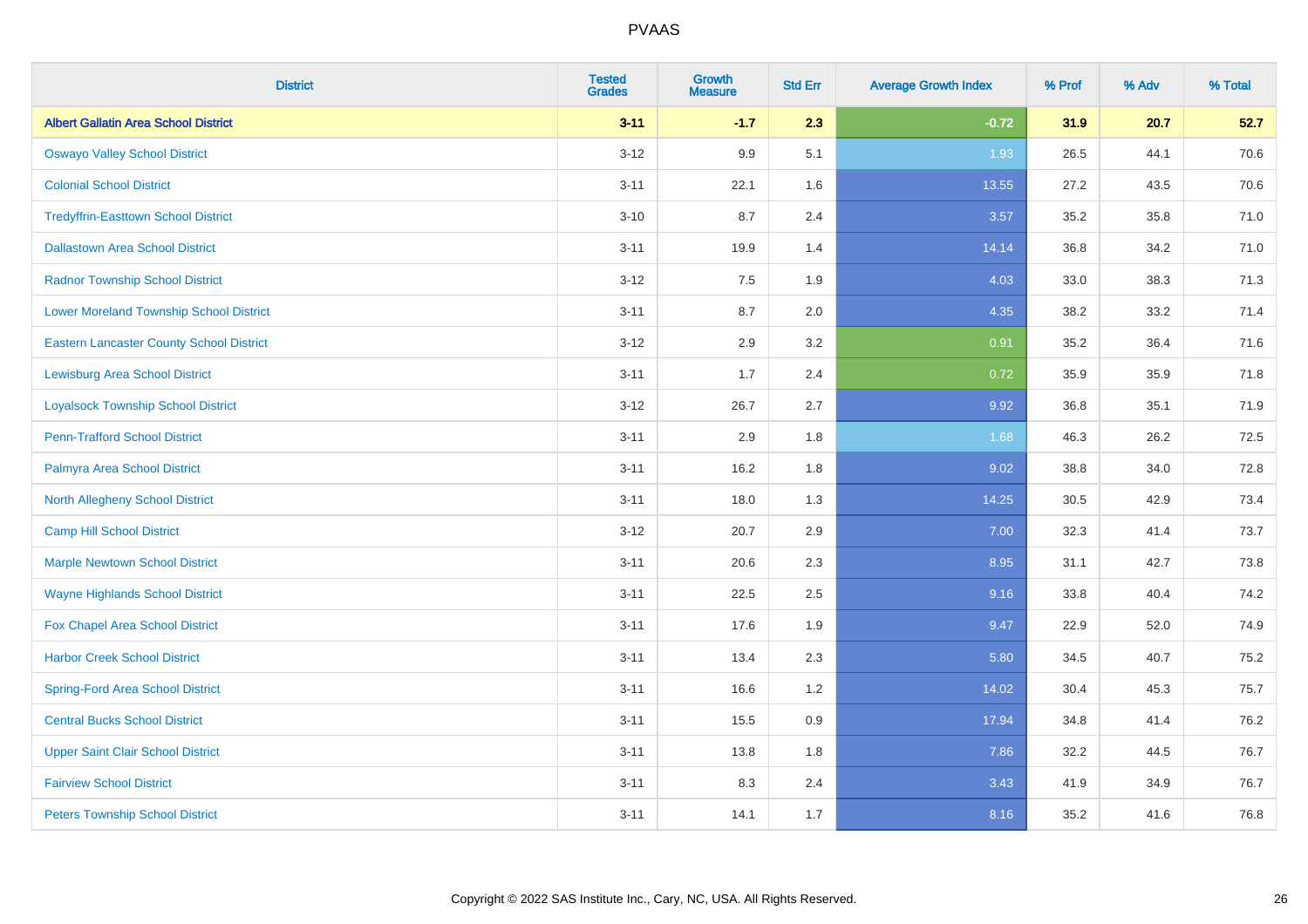| District | Tested Grades | Growth Measure | Std Err | Average Growth Index | % Prof | % Adv | % Total |
|---|---|---|---|---|---|---|---|
| **Albert Gallatin Area School District** | **3-11** | **-1.7** | **2.3** | **-0.72** | **31.9** | **20.7** | **52.7** |
| Oswayo Valley School District | 3-12 | 9.9 | 5.1 | 1.93 | 26.5 | 44.1 | 70.6 |
| Colonial School District | 3-11 | 22.1 | 1.6 | 13.55 | 27.2 | 43.5 | 70.6 |
| Tredyffrin-Easttown School District | 3-10 | 8.7 | 2.4 | 3.57 | 35.2 | 35.8 | 71.0 |
| Dallastown Area School District | 3-11 | 19.9 | 1.4 | 14.14 | 36.8 | 34.2 | 71.0 |
| Radnor Township School District | 3-12 | 7.5 | 1.9 | 4.03 | 33.0 | 38.3 | 71.3 |
| Lower Moreland Township School District | 3-11 | 8.7 | 2.0 | 4.35 | 38.2 | 33.2 | 71.4 |
| Eastern Lancaster County School District | 3-12 | 2.9 | 3.2 | 0.91 | 35.2 | 36.4 | 71.6 |
| Lewisburg Area School District | 3-11 | 1.7 | 2.4 | 0.72 | 35.9 | 35.9 | 71.8 |
| Loyalsock Township School District | 3-12 | 26.7 | 2.7 | 9.92 | 36.8 | 35.1 | 71.9 |
| Penn-Trafford School District | 3-11 | 2.9 | 1.8 | 1.68 | 46.3 | 26.2 | 72.5 |
| Palmyra Area School District | 3-11 | 16.2 | 1.8 | 9.02 | 38.8 | 34.0 | 72.8 |
| North Allegheny School District | 3-11 | 18.0 | 1.3 | 14.25 | 30.5 | 42.9 | 73.4 |
| Camp Hill School District | 3-12 | 20.7 | 2.9 | 7.00 | 32.3 | 41.4 | 73.7 |
| Marple Newtown School District | 3-11 | 20.6 | 2.3 | 8.95 | 31.1 | 42.7 | 73.8 |
| Wayne Highlands School District | 3-11 | 22.5 | 2.5 | 9.16 | 33.8 | 40.4 | 74.2 |
| Fox Chapel Area School District | 3-11 | 17.6 | 1.9 | 9.47 | 22.9 | 52.0 | 74.9 |
| Harbor Creek School District | 3-11 | 13.4 | 2.3 | 5.80 | 34.5 | 40.7 | 75.2 |
| Spring-Ford Area School District | 3-11 | 16.6 | 1.2 | 14.02 | 30.4 | 45.3 | 75.7 |
| Central Bucks School District | 3-11 | 15.5 | 0.9 | 17.94 | 34.8 | 41.4 | 76.2 |
| Upper Saint Clair School District | 3-11 | 13.8 | 1.8 | 7.86 | 32.2 | 44.5 | 76.7 |
| Fairview School District | 3-11 | 8.3 | 2.4 | 3.43 | 41.9 | 34.9 | 76.7 |
| Peters Township School District | 3-11 | 14.1 | 1.7 | 8.16 | 35.2 | 41.6 | 76.8 |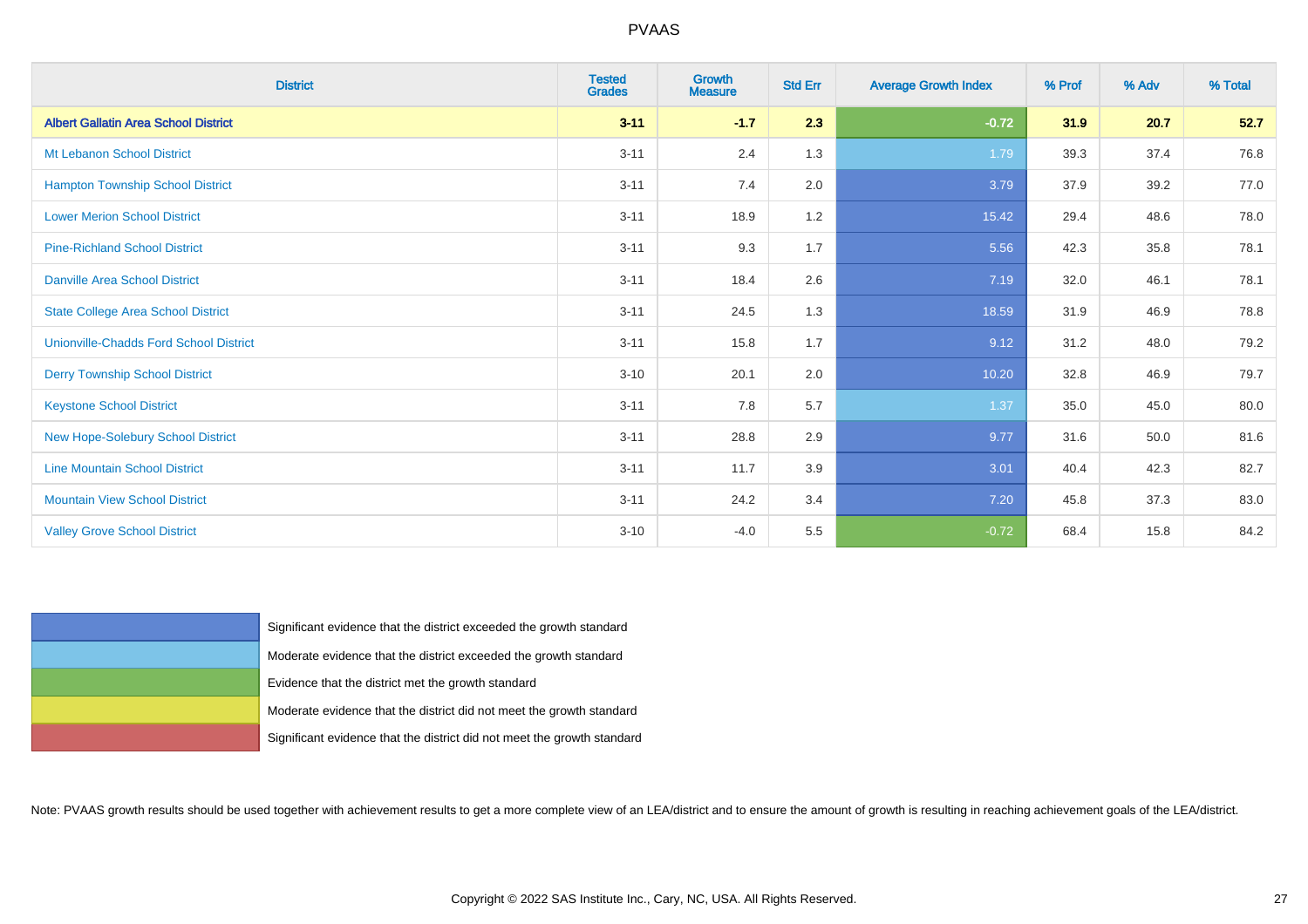# PVAAS

| District | Tested Grades | Growth Measure | Std Err | Average Growth Index | % Prof | % Adv | % Total |
|---|---|---|---|---|---|---|---|
| **Albert Gallatin Area School District** | **3-11** | **-1.7** | **2.3** | **-0.72** | **31.9** | **20.7** | **52.7** |
| Mt Lebanon School District | 3-11 | 2.4 | 1.3 | 1.79 | 39.3 | 37.4 | 76.8 |
| Hampton Township School District | 3-11 | 7.4 | 2.0 | 3.79 | 37.9 | 39.2 | 77.0 |
| Lower Merion School District | 3-11 | 18.9 | 1.2 | 15.42 | 29.4 | 48.6 | 78.0 |
| Pine-Richland School District | 3-11 | 9.3 | 1.7 | 5.56 | 42.3 | 35.8 | 78.1 |
| Danville Area School District | 3-11 | 18.4 | 2.6 | 7.19 | 32.0 | 46.1 | 78.1 |
| State College Area School District | 3-11 | 24.5 | 1.3 | 18.59 | 31.9 | 46.9 | 78.8 |
| Unionville-Chadds Ford School District | 3-11 | 15.8 | 1.7 | 9.12 | 31.2 | 48.0 | 79.2 |
| Derry Township School District | 3-10 | 20.1 | 2.0 | 10.20 | 32.8 | 46.9 | 79.7 |
| Keystone School District | 3-11 | 7.8 | 5.7 | 1.37 | 35.0 | 45.0 | 80.0 |
| New Hope-Solebury School District | 3-11 | 28.8 | 2.9 | 9.77 | 31.6 | 50.0 | 81.6 |
| Line Mountain School District | 3-11 | 11.7 | 3.9 | 3.01 | 40.4 | 42.3 | 82.7 |
| Mountain View School District | 3-11 | 24.2 | 3.4 | 7.20 | 45.8 | 37.3 | 83.0 |
| Valley Grove School District | 3-10 | -4.0 | 5.5 | -0.72 | 68.4 | 15.8 | 84.2 |

Significant evidence that the district exceeded the growth standard

Moderate evidence that the district exceeded the growth standard

Evidence that the district met the growth standard

Moderate evidence that the district did not meet the growth standard

Significant evidence that the district did not meet the growth standard

Note: PVAAS growth results should be used together with achievement results to get a more complete view of an LEA/district and to ensure the amount of growth is resulting in reaching achievement goals of the LEA/district.

Copyright © 2022 SAS Institute Inc., Cary, NC, USA. All Rights Reserved.